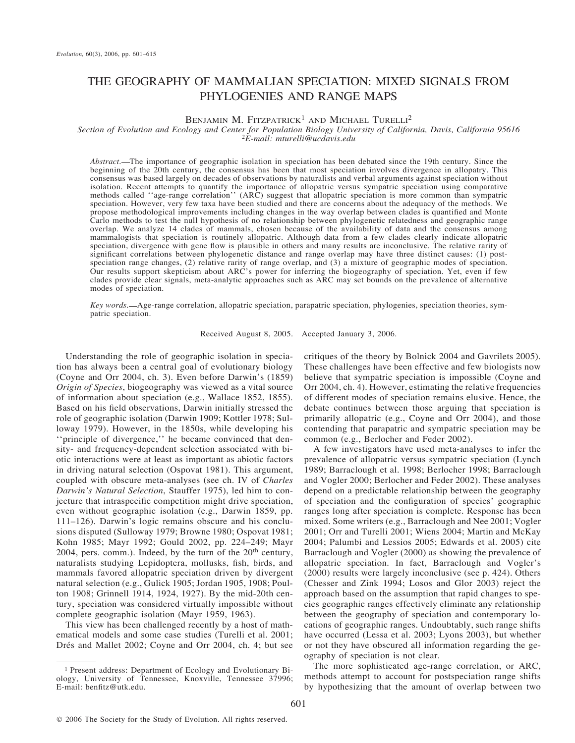# THE GEOGRAPHY OF MAMMALIAN SPECIATION: MIXED SIGNALS FROM PHYLOGENIES AND RANGE MAPS

Benjamin M. Fitzpatrick[1] and Michael Turelli[2]

*Section of Evolution and Ecology and Center for Population Biology University of California, Davis, California 95616*
[2]*E-mail: mturelli@ucdavis.edu*

*Abstract.*—The importance of geographic isolation in speciation has been debated since the 19th century. Since the beginning of the 20th century, the consensus has been that most speciation involves divergence in allopatry. This consensus was based largely on decades of observations by naturalists and verbal arguments against speciation without isolation. Recent attempts to quantify the importance of allopatric versus sympatric speciation using comparative methods called ''age-range correlation'' (ARC) suggest that allopatric speciation is more common than sympatric speciation. However, very few taxa have been studied and there are concerns about the adequacy of the methods. We propose methodological improvements including changes in the way overlap between clades is quantified and Monte Carlo methods to test the null hypothesis of no relationship between phylogenetic relatedness and geographic range overlap. We analyze 14 clades of mammals, chosen because of the availability of data and the consensus among mammalogists that speciation is routinely allopatric. Although data from a few clades clearly indicate allopatric speciation, divergence with gene flow is plausible in others and many results are inconclusive. The relative rarity of significant correlations between phylogenetic distance and range overlap may have three distinct causes: (1) post-speciation range changes, (2) relative rarity of range overlap, and (3) a mixture of geographic modes of speciation. Our results support skepticism about ARC's power for inferring the biogeography of speciation. Yet, even if few clades provide clear signals, meta-analytic approaches such as ARC may set bounds on the prevalence of alternative modes of speciation.

*Key words.*—Age-range correlation, allopatric speciation, parapatric speciation, phylogenies, speciation theories, sympatric speciation.

Received August 8, 2005. Accepted January 3, 2006.

Understanding the role of geographic isolation in speciation has always been a central goal of evolutionary biology (Coyne and Orr 2004, ch. 3). Even before Darwin's (1859) *Origin of Species*, biogeography was viewed as a vital source of information about speciation (e.g., Wallace 1852, 1855). Based on his field observations, Darwin initially stressed the role of geographic isolation (Darwin 1909; Kottler 1978; Sulloway 1979). However, in the 1850s, while developing his ''principle of divergence,'' he became convinced that density- and frequency-dependent selection associated with biotic interactions were at least as important as abiotic factors in driving natural selection (Ospovat 1981). This argument, coupled with obscure meta-analyses (see ch. IV of *Charles Darwin's Natural Selection*, Stauffer 1975), led him to conjecture that intraspecific competition might drive speciation, even without geographic isolation (e.g., Darwin 1859, pp. 111–126). Darwin's logic remains obscure and his conclusions disputed (Sulloway 1979; Browne 1980; Ospovat 1981; Kohn 1985; Mayr 1992; Gould 2002, pp. 224–249; Mayr 2004, pers. comm.). Indeed, by the turn of the 20th century, naturalists studying Lepidoptera, mollusks, fish, birds, and mammals favored allopatric speciation driven by divergent natural selection (e.g., Gulick 1905; Jordan 1905, 1908; Poulton 1908; Grinnell 1914, 1924, 1927). By the mid-20th century, speciation was considered virtually impossible without complete geographic isolation (Mayr 1959, 1963).

This view has been challenged recently by a host of mathematical models and some case studies (Turelli et al. 2001; Drés and Mallet 2002; Coyne and Orr 2004, ch. 4; but see critiques of the theory by Bolnick 2004 and Gavrilets 2005). These challenges have been effective and few biologists now believe that sympatric speciation is impossible (Coyne and Orr 2004, ch. 4). However, estimating the relative frequencies of different modes of speciation remains elusive. Hence, the debate continues between those arguing that speciation is primarily allopatric (e.g., Coyne and Orr 2004), and those contending that parapatric and sympatric speciation may be common (e.g., Berlocher and Feder 2002).

A few investigators have used meta-analyses to infer the prevalence of allopatric versus sympatric speciation (Lynch 1989; Barraclough et al. 1998; Berlocher 1998; Barraclough and Vogler 2000; Berlocher and Feder 2002). These analyses depend on a predictable relationship between the geography of speciation and the configuration of species' geographic ranges long after speciation is complete. Response has been mixed. Some writers (e.g., Barraclough and Nee 2001; Vogler 2001; Orr and Turelli 2001; Wiens 2004; Martin and McKay 2004; Palumbi and Lessios 2005; Edwards et al. 2005) cite Barraclough and Vogler (2000) as showing the prevalence of allopatric speciation. In fact, Barraclough and Vogler's (2000) results were largely inconclusive (see p. 424). Others (Chesser and Zink 1994; Losos and Glor 2003) reject the approach based on the assumption that rapid changes to species geographic ranges effectively eliminate any relationship between the geography of speciation and contemporary locations of geographic ranges. Undoubtably, such range shifts have occurred (Lessa et al. 2003; Lyons 2003), but whether or not they have obscured all information regarding the geography of speciation is not clear.

The more sophisticated age-range correlation, or ARC, methods attempt to account for postspeciation range shifts by hypothesizing that the amount of overlap between two

[1] Present address: Department of Ecology and Evolutionary Biology, University of Tennessee, Knoxville, Tennessee 37996; E-mail: benfitz@utk.edu.

© 2006 The Society for the Study of Evolution. All rights reserved.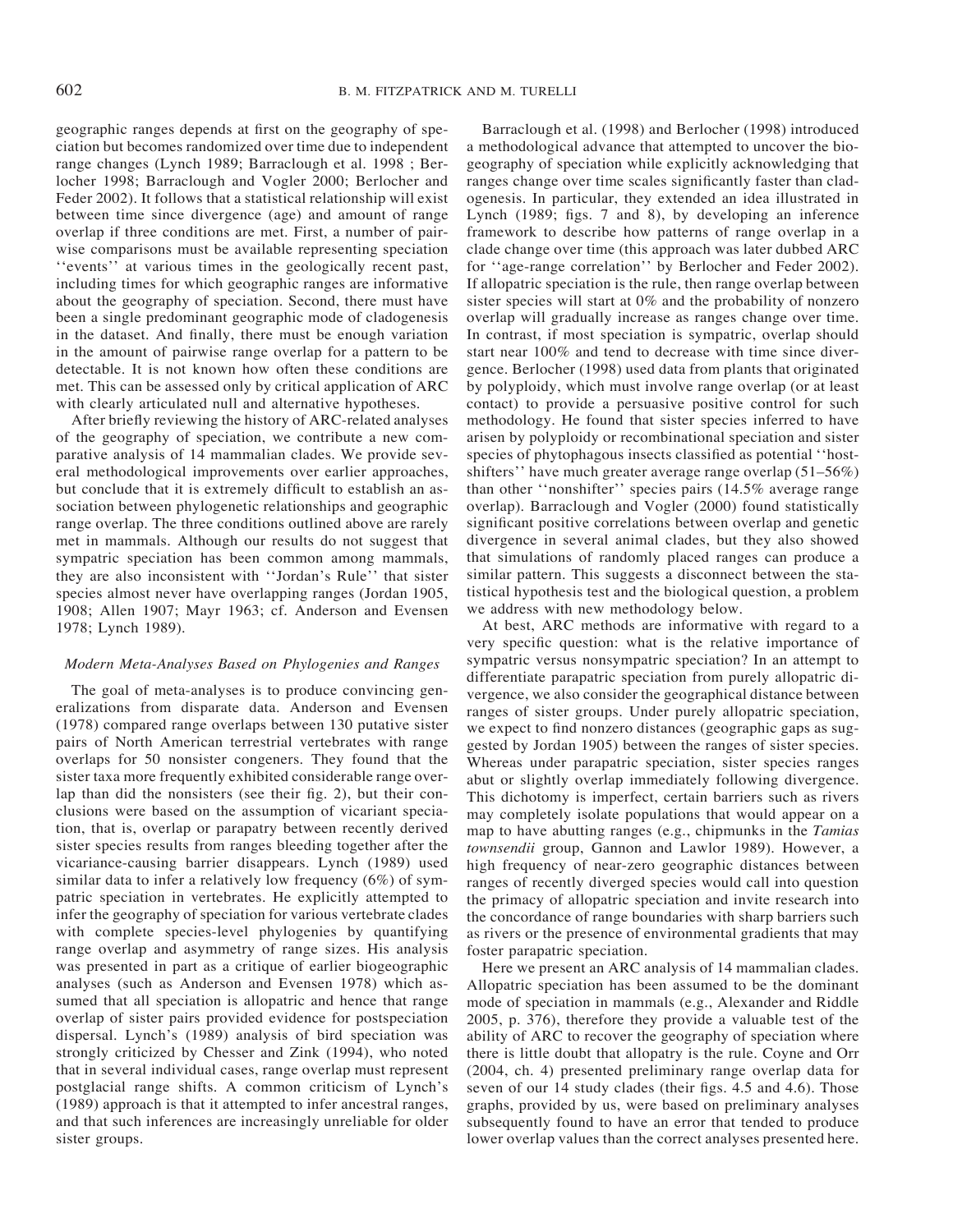geographic ranges depends at first on the geography of speciation but becomes randomized over time due to independent range changes (Lynch 1989; Barraclough et al. 1998 ; Berlocher 1998; Barraclough and Vogler 2000; Berlocher and Feder 2002). It follows that a statistical relationship will exist between time since divergence (age) and amount of range overlap if three conditions are met. First, a number of pairwise comparisons must be available representing speciation ''events'' at various times in the geologically recent past, including times for which geographic ranges are informative about the geography of speciation. Second, there must have been a single predominant geographic mode of cladogenesis in the dataset. And finally, there must be enough variation in the amount of pairwise range overlap for a pattern to be detectable. It is not known how often these conditions are met. This can be assessed only by critical application of ARC with clearly articulated null and alternative hypotheses.

After briefly reviewing the history of ARC-related analyses of the geography of speciation, we contribute a new comparative analysis of 14 mammalian clades. We provide several methodological improvements over earlier approaches, but conclude that it is extremely difficult to establish an association between phylogenetic relationships and geographic range overlap. The three conditions outlined above are rarely met in mammals. Although our results do not suggest that sympatric speciation has been common among mammals, they are also inconsistent with ''Jordan's Rule'' that sister species almost never have overlapping ranges (Jordan 1905, 1908; Allen 1907; Mayr 1963; cf. Anderson and Evensen 1978; Lynch 1989).

### *Modern Meta-Analyses Based on Phylogenies and Ranges*

The goal of meta-analyses is to produce convincing generalizations from disparate data. Anderson and Evensen (1978) compared range overlaps between 130 putative sister pairs of North American terrestrial vertebrates with range overlaps for 50 nonsister congeners. They found that the sister taxa more frequently exhibited considerable range overlap than did the nonsisters (see their fig. 2), but their conclusions were based on the assumption of vicariant speciation, that is, overlap or parapatry between recently derived sister species results from ranges bleeding together after the vicariance-causing barrier disappears. Lynch (1989) used similar data to infer a relatively low frequency (6%) of sympatric speciation in vertebrates. He explicitly attempted to infer the geography of speciation for various vertebrate clades with complete species-level phylogenies by quantifying range overlap and asymmetry of range sizes. His analysis was presented in part as a critique of earlier biogeographic analyses (such as Anderson and Evensen 1978) which assumed that all speciation is allopatric and hence that range overlap of sister pairs provided evidence for postspeciation dispersal. Lynch's (1989) analysis of bird speciation was strongly criticized by Chesser and Zink (1994), who noted that in several individual cases, range overlap must represent postglacial range shifts. A common criticism of Lynch's (1989) approach is that it attempted to infer ancestral ranges, and that such inferences are increasingly unreliable for older sister groups.

Barraclough et al. (1998) and Berlocher (1998) introduced a methodological advance that attempted to uncover the biogeography of speciation while explicitly acknowledging that ranges change over time scales significantly faster than cladogenesis. In particular, they extended an idea illustrated in Lynch (1989; figs. 7 and 8), by developing an inference framework to describe how patterns of range overlap in a clade change over time (this approach was later dubbed ARC for ''age-range correlation'' by Berlocher and Feder 2002). If allopatric speciation is the rule, then range overlap between sister species will start at 0% and the probability of nonzero overlap will gradually increase as ranges change over time. In contrast, if most speciation is sympatric, overlap should start near 100% and tend to decrease with time since divergence. Berlocher (1998) used data from plants that originated by polyploidy, which must involve range overlap (or at least contact) to provide a persuasive positive control for such methodology. He found that sister species inferred to have arisen by polyploidy or recombinational speciation and sister species of phytophagous insects classified as potential ''host-shifters'' have much greater average range overlap (51–56%) than other ''nonshifter'' species pairs (14.5% average range overlap). Barraclough and Vogler (2000) found statistically significant positive correlations between overlap and genetic divergence in several animal clades, but they also showed that simulations of randomly placed ranges can produce a similar pattern. This suggests a disconnect between the statistical hypothesis test and the biological question, a problem we address with new methodology below.

At best, ARC methods are informative with regard to a very specific question: what is the relative importance of sympatric versus nonsympatric speciation? In an attempt to differentiate parapatric speciation from purely allopatric divergence, we also consider the geographical distance between ranges of sister groups. Under purely allopatric speciation, we expect to find nonzero distances (geographic gaps as suggested by Jordan 1905) between the ranges of sister species. Whereas under parapatric speciation, sister species ranges abut or slightly overlap immediately following divergence. This dichotomy is imperfect, certain barriers such as rivers may completely isolate populations that would appear on a map to have abutting ranges (e.g., chipmunks in the *Tamias townsendii* group, Gannon and Lawlor 1989). However, a high frequency of near-zero geographic distances between ranges of recently diverged species would call into question the primacy of allopatric speciation and invite research into the concordance of range boundaries with sharp barriers such as rivers or the presence of environmental gradients that may foster parapatric speciation.

Here we present an ARC analysis of 14 mammalian clades. Allopatric speciation has been assumed to be the dominant mode of speciation in mammals (e.g., Alexander and Riddle 2005, p. 376), therefore they provide a valuable test of the ability of ARC to recover the geography of speciation where there is little doubt that allopatry is the rule. Coyne and Orr (2004, ch. 4) presented preliminary range overlap data for seven of our 14 study clades (their figs. 4.5 and 4.6). Those graphs, provided by us, were based on preliminary analyses subsequently found to have an error that tended to produce lower overlap values than the correct analyses presented here.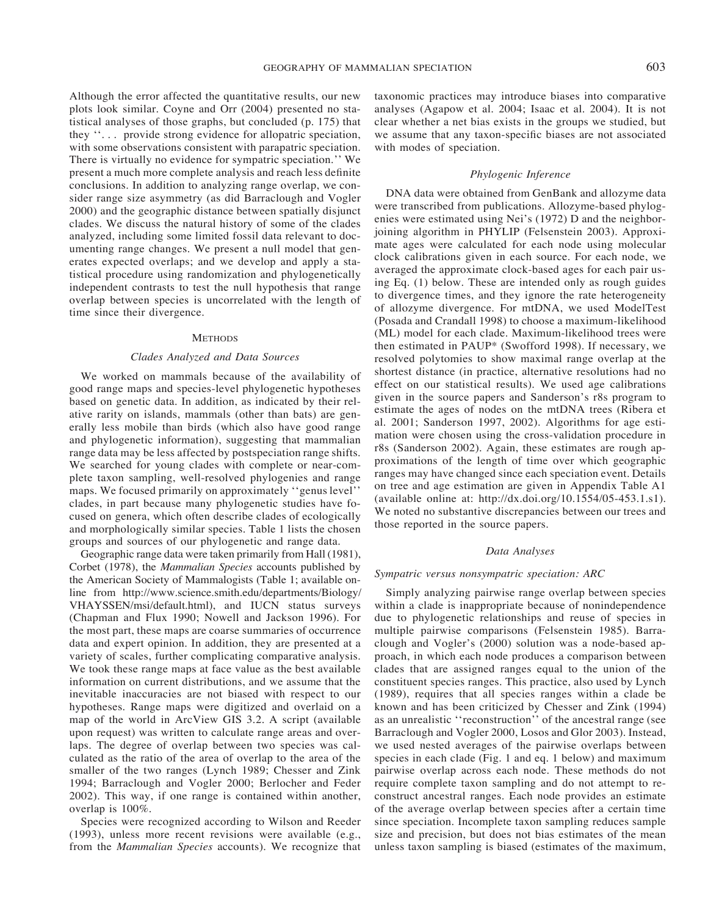Although the error affected the quantitative results, our new plots look similar. Coyne and Orr (2004) presented no statistical analyses of those graphs, but concluded (p. 175) that they ''. . . provide strong evidence for allopatric speciation, with some observations consistent with parapatric speciation. There is virtually no evidence for sympatric speciation.'' We present a much more complete analysis and reach less definite conclusions. In addition to analyzing range overlap, we consider range size asymmetry (as did Barraclough and Vogler 2000) and the geographic distance between spatially disjunct clades. We discuss the natural history of some of the clades analyzed, including some limited fossil data relevant to documenting range changes. We present a null model that generates expected overlaps; and we develop and apply a statistical procedure using randomization and phylogenetically independent contrasts to test the null hypothesis that range overlap between species is uncorrelated with the length of time since their divergence.

## Methods

### *Clades Analyzed and Data Sources*

We worked on mammals because of the availability of good range maps and species-level phylogenetic hypotheses based on genetic data. In addition, as indicated by their relative rarity on islands, mammals (other than bats) are generally less mobile than birds (which also have good range and phylogenetic information), suggesting that mammalian range data may be less affected by postspeciation range shifts. We searched for young clades with complete or near-complete taxon sampling, well-resolved phylogenies and range maps. We focused primarily on approximately ''genus level'' clades, in part because many phylogenetic studies have focused on genera, which often describe clades of ecologically and morphologically similar species. Table 1 lists the chosen groups and sources of our phylogenetic and range data.

Geographic range data were taken primarily from Hall (1981), Corbet (1978), the *Mammalian Species* accounts published by the American Society of Mammalogists (Table 1; available online from http://www.science.smith.edu/departments/Biology/VHAYSSEN/msi/default.html), and IUCN status surveys (Chapman and Flux 1990; Nowell and Jackson 1996). For the most part, these maps are coarse summaries of occurrence data and expert opinion. In addition, they are presented at a variety of scales, further complicating comparative analysis. We took these range maps at face value as the best available information on current distributions, and we assume that the inevitable inaccuracies are not biased with respect to our hypotheses. Range maps were digitized and overlaid on a map of the world in ArcView GIS 3.2. A script (available upon request) was written to calculate range areas and overlaps. The degree of overlap between two species was calculated as the ratio of the area of overlap to the area of the smaller of the two ranges (Lynch 1989; Chesser and Zink 1994; Barraclough and Vogler 2000; Berlocher and Feder 2002). This way, if one range is contained within another, overlap is 100%.

Species were recognized according to Wilson and Reeder (1993), unless more recent revisions were available (e.g., from the *Mammalian Species* accounts). We recognize that taxonomic practices may introduce biases into comparative analyses (Agapow et al. 2004; Isaac et al. 2004). It is not clear whether a net bias exists in the groups we studied, but we assume that any taxon-specific biases are not associated with modes of speciation.

### *Phylogenic Inference*

DNA data were obtained from GenBank and allozyme data were transcribed from publications. Allozyme-based phylogenies were estimated using Nei's (1972) D and the neighbor-joining algorithm in PHYLIP (Felsenstein 2003). Approximate ages were calculated for each node using molecular clock calibrations given in each source. For each node, we averaged the approximate clock-based ages for each pair using Eq. (1) below. These are intended only as rough guides to divergence times, and they ignore the rate heterogeneity of allozyme divergence. For mtDNA, we used ModelTest (Posada and Crandall 1998) to choose a maximum-likelihood (ML) model for each clade. Maximum-likelihood trees were then estimated in PAUP* (Swofford 1998). If necessary, we resolved polytomies to show maximal range overlap at the shortest distance (in practice, alternative resolutions had no effect on our statistical results). We used age calibrations given in the source papers and Sanderson's r8s program to estimate the ages of nodes on the mtDNA trees (Ribera et al. 2001; Sanderson 1997, 2002). Algorithms for age estimation were chosen using the cross-validation procedure in r8s (Sanderson 2002). Again, these estimates are rough approximations of the length of time over which geographic ranges may have changed since each speciation event. Details on tree and age estimation are given in Appendix Table A1 (available online at: http://dx.doi.org/10.1554/05-453.1.s1). We noted no substantive discrepancies between our trees and those reported in the source papers.

### *Data Analyses*

#### *Sympatric versus nonsympatric speciation: ARC*

Simply analyzing pairwise range overlap between species within a clade is inappropriate because of nonindependence due to phylogenetic relationships and reuse of species in multiple pairwise comparisons (Felsenstein 1985). Barraclough and Vogler's (2000) solution was a node-based approach, in which each node produces a comparison between clades that are assigned ranges equal to the union of the constituent species ranges. This practice, also used by Lynch (1989), requires that all species ranges within a clade be known and has been criticized by Chesser and Zink (1994) as an unrealistic ''reconstruction'' of the ancestral range (see Barraclough and Vogler 2000, Losos and Glor 2003). Instead, we used nested averages of the pairwise overlaps between species in each clade (Fig. 1 and eq. 1 below) and maximum pairwise overlap across each node. These methods do not require complete taxon sampling and do not attempt to reconstruct ancestral ranges. Each node provides an estimate of the average overlap between species after a certain time since speciation. Incomplete taxon sampling reduces sample size and precision, but does not bias estimates of the mean unless taxon sampling is biased (estimates of the maximum,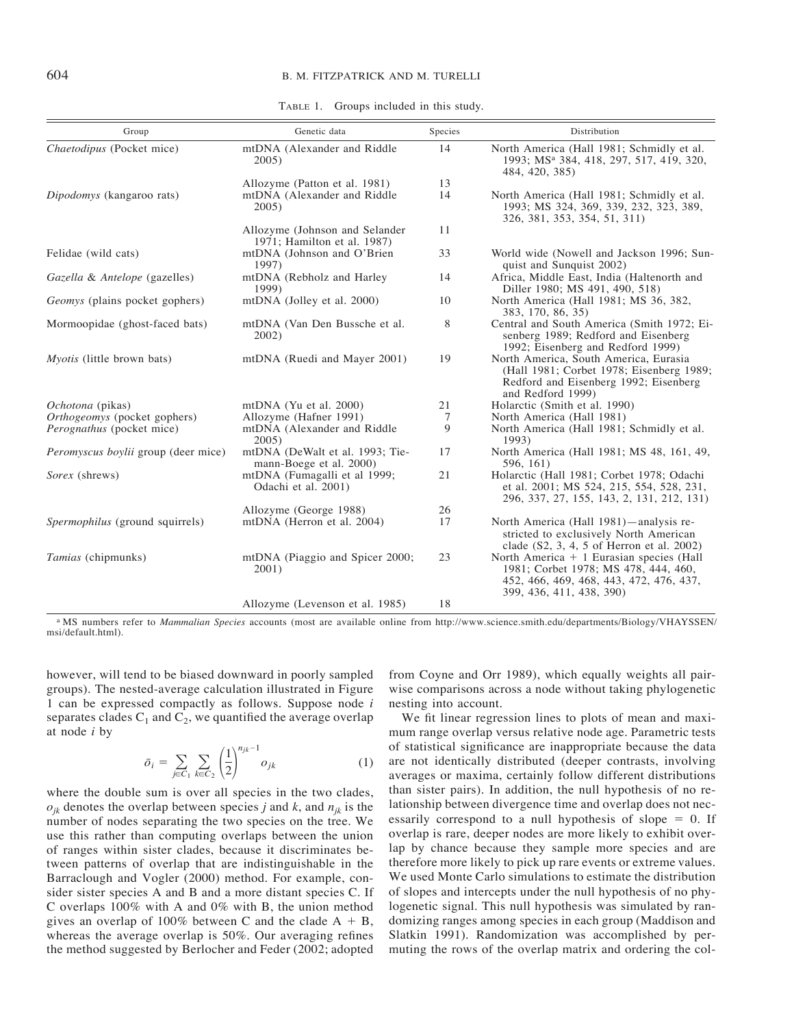TABLE 1. Groups included in this study.

| Group | Genetic data | Species | Distribution |
|---|---|---|---|
| *Chaetodipus* (Pocket mice) | mtDNA (Alexander and Riddle 2005) | 14 | North America (Hall 1981; Schmidly et al. 1993; MS[a] 384, 418, 297, 517, 419, 320, 484, 420, 385) |
| | Allozyme (Patton et al. 1981) | 13 | |
| *Dipodomys* (kangaroo rats) | mtDNA (Alexander and Riddle 2005) | 14 | North America (Hall 1981; Schmidly et al. 1993; MS 324, 369, 339, 232, 323, 389, 326, 381, 353, 354, 51, 311) |
| | Allozyme (Johnson and Selander 1971; Hamilton et al. 1987) | 11 | |
| Felidae (wild cats) | mtDNA (Johnson and O'Brien 1997) | 33 | World wide (Nowell and Jackson 1996; Sunquist and Sunquist 2002) |
| *Gazella* & *Antelope* (gazelles) | mtDNA (Rebholz and Harley 1999) | 14 | Africa, Middle East, India (Haltenorth and Diller 1980; MS 491, 490, 518) |
| *Geomys* (plains pocket gophers) | mtDNA (Jolley et al. 2000) | 10 | North America (Hall 1981; MS 36, 382, 383, 170, 86, 35) |
| Mormoopidae (ghost-faced bats) | mtDNA (Van Den Bussche et al. 2002) | 8 | Central and South America (Smith 1972; Eisenberg 1989; Redford and Eisenberg 1992; Eisenberg and Redford 1999) |
| *Myotis* (little brown bats) | mtDNA (Ruedi and Mayer 2001) | 19 | North America, South America, Eurasia (Hall 1981; Corbet 1978; Eisenberg 1989; Redford and Eisenberg 1992; Eisenberg and Redford 1999) |
| *Ochotona* (pikas) | mtDNA (Yu et al. 2000) | 21 | Holarctic (Smith et al. 1990) |
| *Orthogeomys* (pocket gophers) | Allozyme (Hafner 1991) | 7 | North America (Hall 1981) |
| *Perognathus* (pocket mice) | mtDNA (Alexander and Riddle 2005) | 9 | North America (Hall 1981; Schmidly et al. 1993) |
| *Peromyscus boylii* group (deer mice) | mtDNA (DeWalt et al. 1993; Tiemann-Boege et al. 2000) | 17 | North America (Hall 1981; MS 48, 161, 49, 596, 161) |
| *Sorex* (shrews) | mtDNA (Fumagalli et al 1999; Odachi et al. 2001) | 21 | Holarctic (Hall 1981; Corbet 1978; Odachi et al. 2001; MS 524, 215, 554, 528, 231, 296, 337, 27, 155, 143, 2, 131, 212, 131) |
| | Allozyme (George 1988) | 26 | |
| *Spermophilus* (ground squirrels) | mtDNA (Herron et al. 2004) | 17 | North America (Hall 1981)—analysis restricted to exclusively North American clade (S2, 3, 4, 5 of Herron et al. 2002) |
| *Tamias* (chipmunks) | mtDNA (Piaggio and Spicer 2000; 2001) | 23 | North America + 1 Eurasian species (Hall 1981; Corbet 1978; MS 478, 444, 460, 452, 466, 469, 468, 443, 472, 476, 437, 399, 436, 411, 438, 390) |
| | Allozyme (Levenson et al. 1985) | 18 | |

[a] MS numbers refer to *Mammalian Species* accounts (most are available online from http://www.science.smith.edu/departments/Biology/VHAYSSEN/msi/default.html).

however, will tend to be biased downward in poorly sampled groups). The nested-average calculation illustrated in Figure 1 can be expressed compactly as follows. Suppose node $i$ separates clades $C_1$ and $C_2$, we quantified the average overlap at node $i$ by

$$\bar{o}_i = \sum_{j \in C_1} \sum_{k \in C_2} \left(\frac{1}{2}\right)^{n_{jk}-1} o_{jk} \tag{1}$$

where the double sum is over all species in the two clades, $o_{jk}$ denotes the overlap between species $j$ and $k$, and $n_{jk}$ is the number of nodes separating the two species on the tree. We use this rather than computing overlaps between the union of ranges within sister clades, because it discriminates between patterns of overlap that are indistinguishable in the Barraclough and Vogler (2000) method. For example, consider sister species A and B and a more distant species C. If C overlaps 100% with A and 0% with B, the union method gives an overlap of 100% between C and the clade A + B, whereas the average overlap is 50%. Our averaging refines the method suggested by Berlocher and Feder (2002; adopted from Coyne and Orr 1989), which equally weights all pairwise comparisons across a node without taking phylogenetic nesting into account.

We fit linear regression lines to plots of mean and maximum range overlap versus relative node age. Parametric tests of statistical significance are inappropriate because the data are not identically distributed (deeper contrasts, involving averages or maxima, certainly follow different distributions than sister pairs). In addition, the null hypothesis of no relationship between divergence time and overlap does not necessarily correspond to a null hypothesis of slope = 0. If overlap is rare, deeper nodes are more likely to exhibit overlap by chance because they sample more species and are therefore more likely to pick up rare events or extreme values. We used Monte Carlo simulations to estimate the distribution of slopes and intercepts under the null hypothesis of no phylogenetic signal. This null hypothesis was simulated by randomizing ranges among species in each group (Maddison and Slatkin 1991). Randomization was accomplished by permuting the rows of the overlap matrix and ordering the col-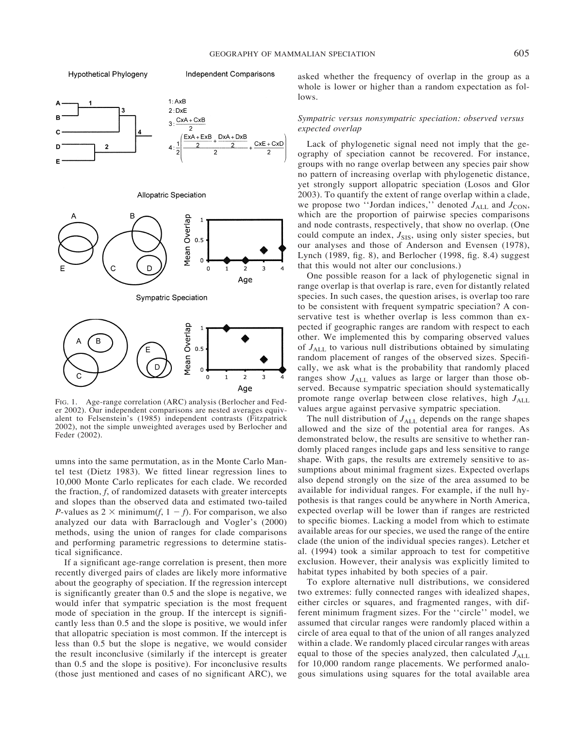Hypothetical Phylogeny

Independent Comparisons

1: AxB

2: DxE

$$3: \frac{CxA + CxB}{2}$$

$$4: \frac{1}{2}\left(\frac{\frac{ExA + ExB}{2} + \frac{DxA + DxB}{2}}{2} + \frac{CxE + CxD}{2}\right)$$

Allopatric Speciation

Sympatric Speciation

FIG. 1. Age-range correlation (ARC) analysis (Berlocher and Feder 2002). Our independent comparisons are nested averages equivalent to Felsenstein's (1985) independent contrasts (Fitzpatrick 2002), not the simple unweighted averages used by Berlocher and Feder (2002).

umns into the same permutation, as in the Monte Carlo Mantel test (Dietz 1983). We fitted linear regression lines to 10,000 Monte Carlo replicates for each clade. We recorded the fraction, $f$, of randomized datasets with greater intercepts and slopes than the observed data and estimated two-tailed $P$-values as $2 \times \text{minimum}(f, 1 - f)$. For comparison, we also analyzed our data with Barraclough and Vogler's (2000) methods, using the union of ranges for clade comparisons and performing parametric regressions to determine statistical significance.

If a significant age-range correlation is present, then more recently diverged pairs of clades are likely more informative about the geography of speciation. If the regression intercept is significantly greater than 0.5 and the slope is negative, we would infer that sympatric speciation is the most frequent mode of speciation in the group. If the intercept is significantly less than 0.5 and the slope is positive, we would infer that allopatric speciation is most common. If the intercept is less than 0.5 but the slope is negative, we would consider the result inconclusive (similarly if the intercept is greater than 0.5 and the slope is positive). For inconclusive results (those just mentioned and cases of no significant ARC), we asked whether the frequency of overlap in the group as a whole is lower or higher than a random expectation as follows.

### *Sympatric versus nonsympatric speciation: observed versus expected overlap*

Lack of phylogenetic signal need not imply that the geography of speciation cannot be recovered. For instance, groups with no range overlap between any species pair show no pattern of increasing overlap with phylogenetic distance, yet strongly support allopatric speciation (Losos and Glor 2003). To quantify the extent of range overlap within a clade, we propose two ''Jordan indices,'' denoted $J_{ALL}$ and $J_{CON}$, which are the proportion of pairwise species comparisons and node contrasts, respectively, that show no overlap. (One could compute an index, $J_{SIS}$, using only sister species, but our analyses and those of Anderson and Evensen (1978), Lynch (1989, fig. 8), and Berlocher (1998, fig. 8.4) suggest that this would not alter our conclusions.)

One possible reason for a lack of phylogenetic signal in range overlap is that overlap is rare, even for distantly related species. In such cases, the question arises, is overlap too rare to be consistent with frequent sympatric speciation? A conservative test is whether overlap is less common than expected if geographic ranges are random with respect to each other. We implemented this by comparing observed values of $J_{ALL}$ to various null distributions obtained by simulating random placement of ranges of the observed sizes. Specifically, we ask what is the probability that randomly placed ranges show $J_{ALL}$ values as large or larger than those observed. Because sympatric speciation should systematically promote range overlap between close relatives, high $J_{ALL}$ values argue against pervasive sympatric speciation.

The null distribution of $J_{ALL}$ depends on the range shapes allowed and the size of the potential area for ranges. As demonstrated below, the results are sensitive to whether randomly placed ranges include gaps and less sensitive to range shape. With gaps, the results are extremely sensitive to assumptions about minimal fragment sizes. Expected overlaps also depend strongly on the size of the area assumed to be available for individual ranges. For example, if the null hypothesis is that ranges could be anywhere in North America, expected overlap will be lower than if ranges are restricted to specific biomes. Lacking a model from which to estimate available areas for our species, we used the range of the entire clade (the union of the individual species ranges). Letcher et al. (1994) took a similar approach to test for competitive exclusion. However, their analysis was explicitly limited to habitat types inhabited by both species of a pair.

To explore alternative null distributions, we considered two extremes: fully connected ranges with idealized shapes, either circles or squares, and fragmented ranges, with different minimum fragment sizes. For the ''circle'' model, we assumed that circular ranges were randomly placed within a circle of area equal to that of the union of all ranges analyzed within a clade. We randomly placed circular ranges with areas equal to those of the species analyzed, then calculated $J_{ALL}$ for 10,000 random range placements. We performed analogous simulations using squares for the total available area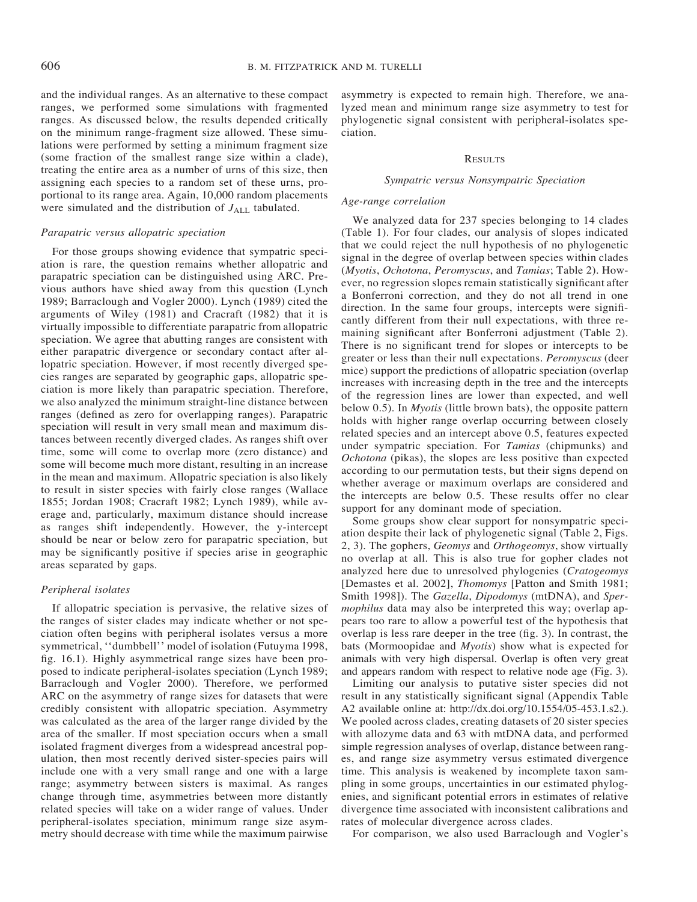and the individual ranges. As an alternative to these compact ranges, we performed some simulations with fragmented ranges. As discussed below, the results depended critically on the minimum range-fragment size allowed. These simulations were performed by setting a minimum fragment size (some fraction of the smallest range size within a clade), treating the entire area as a number of urns of this size, then assigning each species to a random set of these urns, proportional to its range area. Again, 10,000 random placements were simulated and the distribution of $J_{ALL}$ tabulated.

### *Parapatric versus allopatric speciation*

For those groups showing evidence that sympatric speciation is rare, the question remains whether allopatric and parapatric speciation can be distinguished using ARC. Previous authors have shied away from this question (Lynch 1989; Barraclough and Vogler 2000). Lynch (1989) cited the arguments of Wiley (1981) and Cracraft (1982) that it is virtually impossible to differentiate parapatric from allopatric speciation. We agree that abutting ranges are consistent with either parapatric divergence or secondary contact after allopatric speciation. However, if most recently diverged species ranges are separated by geographic gaps, allopatric speciation is more likely than parapatric speciation. Therefore, we also analyzed the minimum straight-line distance between ranges (defined as zero for overlapping ranges). Parapatric speciation will result in very small mean and maximum distances between recently diverged clades. As ranges shift over time, some will come to overlap more (zero distance) and some will become much more distant, resulting in an increase in the mean and maximum. Allopatric speciation is also likely to result in sister species with fairly close ranges (Wallace 1855; Jordan 1908; Cracraft 1982; Lynch 1989), while average and, particularly, maximum distance should increase as ranges shift independently. However, the y-intercept should be near or below zero for parapatric speciation, but may be significantly positive if species arise in geographic areas separated by gaps.

### *Peripheral isolates*

If allopatric speciation is pervasive, the relative sizes of the ranges of sister clades may indicate whether or not speciation often begins with peripheral isolates versus a more symmetrical, ''dumbbell'' model of isolation (Futuyma 1998, fig. 16.1). Highly asymmetrical range sizes have been proposed to indicate peripheral-isolates speciation (Lynch 1989; Barraclough and Vogler 2000). Therefore, we performed ARC on the asymmetry of range sizes for datasets that were credibly consistent with allopatric speciation. Asymmetry was calculated as the area of the larger range divided by the area of the smaller. If most speciation occurs when a small isolated fragment diverges from a widespread ancestral population, then most recently derived sister-species pairs will include one with a very small range and one with a large range; asymmetry between sisters is maximal. As ranges change through time, asymmetries between more distantly related species will take on a wider range of values. Under peripheral-isolates speciation, minimum range size asymmetry should decrease with time while the maximum pairwise asymmetry is expected to remain high. Therefore, we analyzed mean and minimum range size asymmetry to test for phylogenetic signal consistent with peripheral-isolates speciation.

## RESULTS

### *Sympatric versus Nonsympatric Speciation*

#### *Age-range correlation*

We analyzed data for 237 species belonging to 14 clades (Table 1). For four clades, our analysis of slopes indicated that we could reject the null hypothesis of no phylogenetic signal in the degree of overlap between species within clades (*Myotis*, *Ochotona*, *Peromyscus*, and *Tamias*; Table 2). However, no regression slopes remain statistically significant after a Bonferroni correction, and they do not all trend in one direction. In the same four groups, intercepts were significantly different from their null expectations, with three remaining significant after Bonferroni adjustment (Table 2). There is no significant trend for slopes or intercepts to be greater or less than their null expectations. *Peromyscus* (deer mice) support the predictions of allopatric speciation (overlap increases with increasing depth in the tree and the intercepts of the regression lines are lower than expected, and well below 0.5). In *Myotis* (little brown bats), the opposite pattern holds with higher range overlap occurring between closely related species and an intercept above 0.5, features expected under sympatric speciation. For *Tamias* (chipmunks) and *Ochotona* (pikas), the slopes are less positive than expected according to our permutation tests, but their signs depend on whether average or maximum overlaps are considered and the intercepts are below 0.5. These results offer no clear support for any dominant mode of speciation.

Some groups show clear support for nonsympatric speciation despite their lack of phylogenetic signal (Table 2, Figs. 2, 3). The gophers, *Geomys* and *Orthogeomys*, show virtually no overlap at all. This is also true for gopher clades not analyzed here due to unresolved phylogenies (*Cratogeomys* [Demastes et al. 2002], *Thomomys* [Patton and Smith 1981; Smith 1998]). The *Gazella*, *Dipodomys* (mtDNA), and *Spermophilus* data may also be interpreted this way; overlap appears too rare to allow a powerful test of the hypothesis that overlap is less rare deeper in the tree (fig. 3). In contrast, the bats (Mormoopidae and *Myotis*) show what is expected for animals with very high dispersal. Overlap is often very great and appears random with respect to relative node age (Fig. 3).

Limiting our analysis to putative sister species did not result in any statistically significant signal (Appendix Table A2 available online at: http://dx.doi.org/10.1554/05-453.1.s2.). We pooled across clades, creating datasets of 20 sister species with allozyme data and 63 with mtDNA data, and performed simple regression analyses of overlap, distance between ranges, and range size asymmetry versus estimated divergence time. This analysis is weakened by incomplete taxon sampling in some groups, uncertainties in our estimated phylogenies, and significant potential errors in estimates of relative divergence time associated with inconsistent calibrations and rates of molecular divergence across clades.

For comparison, we also used Barraclough and Vogler's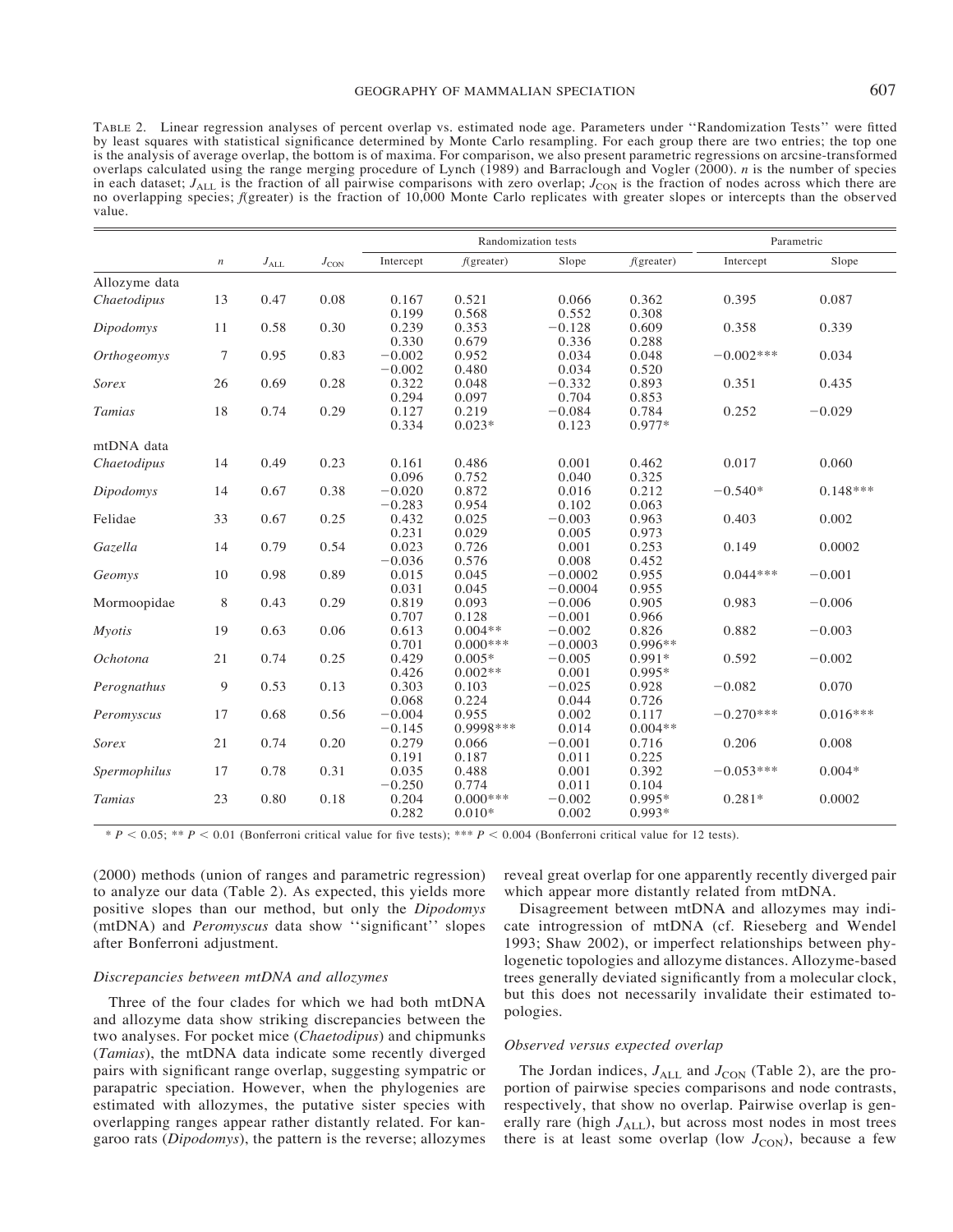TABLE 2. Linear regression analyses of percent overlap vs. estimated node age. Parameters under ''Randomization Tests'' were fitted by least squares with statistical significance determined by Monte Carlo resampling. For each group there are two entries; the top one is the analysis of average overlap, the bottom is of maxima. For comparison, we also present parametric regressions on arcsine-transformed overlaps calculated using the range merging procedure of Lynch (1989) and Barraclough and Vogler (2000). $n$ is the number of species in each dataset; $J_{ALL}$ is the fraction of all pairwise comparisons with zero overlap; $J_{CON}$ is the fraction of nodes across which there are no overlapping species; $f$(greater) is the fraction of 10,000 Monte Carlo replicates with greater slopes or intercepts than the observed value.

| | | | | Randomization tests | | | | Parametric | |
|---|---|---|---|---|---|---|---|---|---|
| | $n$ | $J_{ALL}$ | $J_{CON}$ | Intercept | $f$(greater) | Slope | $f$(greater) | Intercept | Slope |
| Allozyme data | | | | | | | | | |
| *Chaetodipus* | 13 | 0.47 | 0.08 | 0.167 | 0.521 | 0.066 | 0.362 | 0.395 | 0.087 |
| | | | | 0.199 | 0.568 | 0.552 | 0.308 | | |
| *Dipodomys* | 11 | 0.58 | 0.30 | 0.239 | 0.353 | −0.128 | 0.609 | 0.358 | 0.339 |
| | | | | 0.330 | 0.679 | 0.336 | 0.288 | | |
| *Orthogeomys* | 7 | 0.95 | 0.83 | −0.002 | 0.952 | 0.034 | 0.048 | −0.002*** | 0.034 |
| | | | | −0.002 | 0.480 | 0.034 | 0.520 | | |
| *Sorex* | 26 | 0.69 | 0.28 | 0.322 | 0.048 | −0.332 | 0.893 | 0.351 | 0.435 |
| | | | | 0.294 | 0.097 | 0.704 | 0.853 | | |
| *Tamias* | 18 | 0.74 | 0.29 | 0.127 | 0.219 | −0.084 | 0.784 | 0.252 | −0.029 |
| | | | | 0.334 | 0.023* | 0.123 | 0.977* | | |
| mtDNA data | | | | | | | | | |
| *Chaetodipus* | 14 | 0.49 | 0.23 | 0.161 | 0.486 | 0.001 | 0.462 | 0.017 | 0.060 |
| | | | | 0.096 | 0.752 | 0.040 | 0.325 | | |
| *Dipodomys* | 14 | 0.67 | 0.38 | −0.020 | 0.872 | 0.016 | 0.212 | −0.540* | 0.148*** |
| | | | | −0.283 | 0.954 | 0.102 | 0.063 | | |
| Felidae | 33 | 0.67 | 0.25 | 0.432 | 0.025 | −0.003 | 0.963 | 0.403 | 0.002 |
| | | | | 0.231 | 0.029 | 0.005 | 0.973 | | |
| *Gazella* | 14 | 0.79 | 0.54 | 0.023 | 0.726 | 0.001 | 0.253 | 0.149 | 0.0002 |
| | | | | −0.036 | 0.576 | 0.008 | 0.452 | | |
| *Geomys* | 10 | 0.98 | 0.89 | 0.015 | 0.045 | −0.0002 | 0.955 | 0.044*** | −0.001 |
| | | | | 0.031 | 0.045 | −0.0004 | 0.955 | | |
| Mormoopidae | 8 | 0.43 | 0.29 | 0.819 | 0.093 | −0.006 | 0.905 | 0.983 | −0.006 |
| | | | | 0.707 | 0.128 | −0.001 | 0.966 | | |
| *Myotis* | 19 | 0.63 | 0.06 | 0.613 | 0.004** | −0.002 | 0.826 | 0.882 | −0.003 |
| | | | | 0.701 | 0.000*** | −0.0003 | 0.996** | | |
| *Ochotona* | 21 | 0.74 | 0.25 | 0.429 | 0.005* | −0.005 | 0.991* | 0.592 | −0.002 |
| | | | | 0.426 | 0.002** | 0.001 | 0.995* | | |
| *Perognathus* | 9 | 0.53 | 0.13 | 0.303 | 0.103 | −0.025 | 0.928 | −0.082 | 0.070 |
| | | | | 0.068 | 0.224 | 0.044 | 0.726 | | |
| *Peromyscus* | 17 | 0.68 | 0.56 | −0.004 | 0.955 | 0.002 | 0.117 | −0.270*** | 0.016*** |
| | | | | −0.145 | 0.9998*** | 0.014 | 0.004** | | |
| *Sorex* | 21 | 0.74 | 0.20 | 0.279 | 0.066 | −0.001 | 0.716 | 0.206 | 0.008 |
| | | | | 0.191 | 0.187 | 0.011 | 0.225 | | |
| *Spermophilus* | 17 | 0.78 | 0.31 | 0.035 | 0.488 | 0.001 | 0.392 | −0.053*** | 0.004* |
| | | | | −0.250 | 0.774 | 0.011 | 0.104 | | |
| *Tamias* | 23 | 0.80 | 0.18 | 0.204 | 0.000*** | −0.002 | 0.995* | 0.281* | 0.0002 |
| | | | | 0.282 | 0.010* | 0.002 | 0.993* | | |

* $P < 0.05$; ** $P < 0.01$ (Bonferroni critical value for five tests); *** $P < 0.004$ (Bonferroni critical value for 12 tests).

(2000) methods (union of ranges and parametric regression) to analyze our data (Table 2). As expected, this yields more positive slopes than our method, but only the *Dipodomys* (mtDNA) and *Peromyscus* data show ''significant'' slopes after Bonferroni adjustment.

### *Discrepancies between mtDNA and allozymes*

Three of the four clades for which we had both mtDNA and allozyme data show striking discrepancies between the two analyses. For pocket mice (*Chaetodipus*) and chipmunks (*Tamias*), the mtDNA data indicate some recently diverged pairs with significant range overlap, suggesting sympatric or parapatric speciation. However, when the phylogenies are estimated with allozymes, the putative sister species with overlapping ranges appear rather distantly related. For kangaroo rats (*Dipodomys*), the pattern is the reverse; allozymes reveal great overlap for one apparently recently diverged pair which appear more distantly related from mtDNA.

Disagreement between mtDNA and allozymes may indicate introgression of mtDNA (cf. Rieseberg and Wendel 1993; Shaw 2002), or imperfect relationships between phylogenetic topologies and allozyme distances. Allozyme-based trees generally deviated significantly from a molecular clock, but this does not necessarily invalidate their estimated topologies.

### *Observed versus expected overlap*

The Jordan indices, $J_{ALL}$ and $J_{CON}$ (Table 2), are the proportion of pairwise species comparisons and node contrasts, respectively, that show no overlap. Pairwise overlap is generally rare (high $J_{ALL}$), but across most nodes in most trees there is at least some overlap (low $J_{CON}$), because a few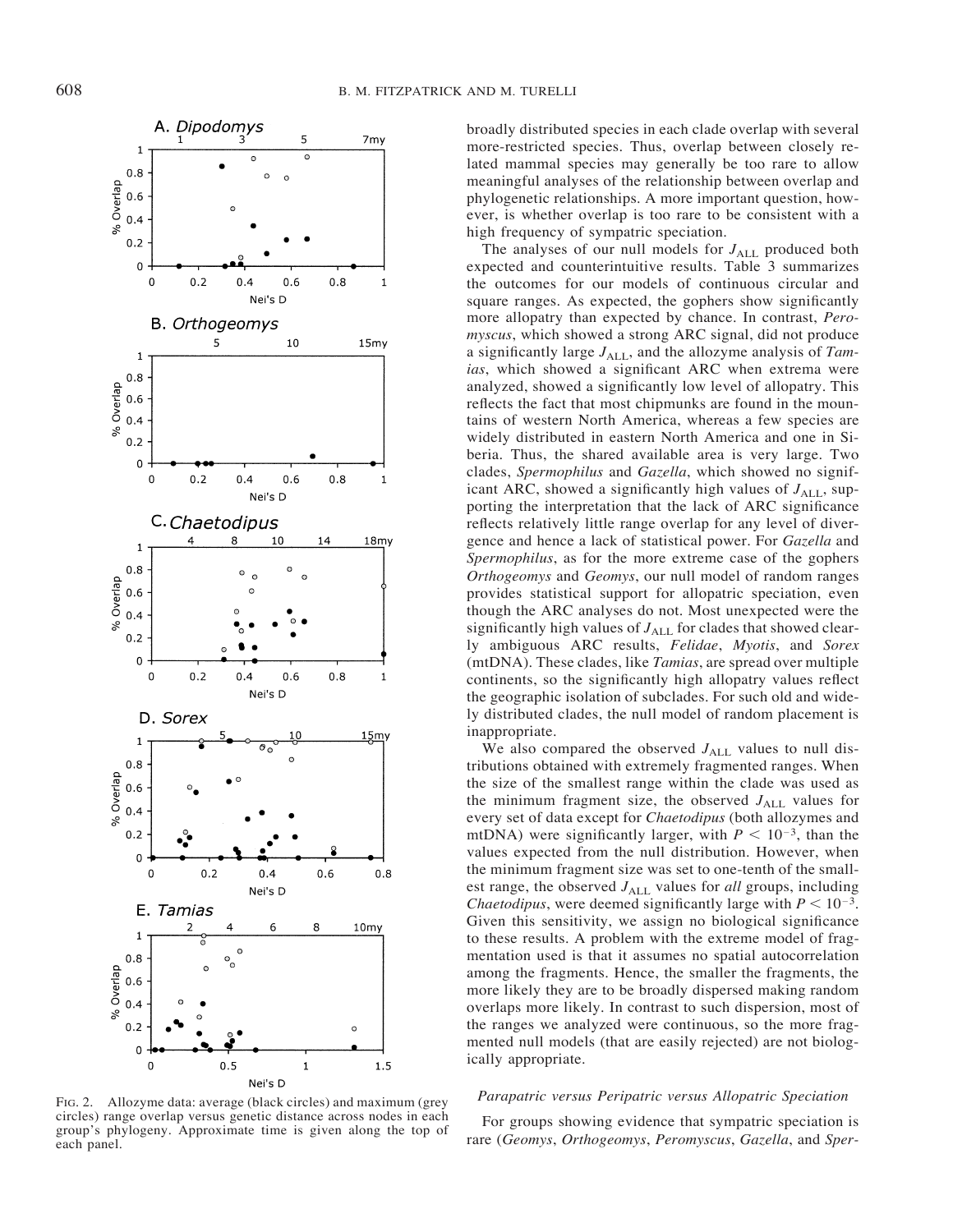FIG. 2. Allozyme data: average (black circles) and maximum (grey circles) range overlap versus genetic distance across nodes in each group's phylogeny. Approximate time is given along the top of each panel.

broadly distributed species in each clade overlap with several more-restricted species. Thus, overlap between closely related mammal species may generally be too rare to allow meaningful analyses of the relationship between overlap and phylogenetic relationships. A more important question, however, is whether overlap is too rare to be consistent with a high frequency of sympatric speciation.

The analyses of our null models for $J_{ALL}$ produced both expected and counterintuitive results. Table 3 summarizes the outcomes for our models of continuous circular and square ranges. As expected, the gophers show significantly more allopatry than expected by chance. In contrast, *Peromyscus*, which showed a strong ARC signal, did not produce a significantly large $J_{ALL}$, and the allozyme analysis of *Tamias*, which showed a significant ARC when extrema were analyzed, showed a significantly low level of allopatry. This reflects the fact that most chipmunks are found in the mountains of western North America, whereas a few species are widely distributed in eastern North America and one in Siberia. Thus, the shared available area is very large. Two clades, *Spermophilus* and *Gazella*, which showed no significant ARC, showed a significantly high values of $J_{ALL}$, supporting the interpretation that the lack of ARC significance reflects relatively little range overlap for any level of divergence and hence a lack of statistical power. For *Gazella* and *Spermophilus*, as for the more extreme case of the gophers *Orthogeomys* and *Geomys*, our null model of random ranges provides statistical support for allopatric speciation, even though the ARC analyses do not. Most unexpected were the significantly high values of $J_{ALL}$ for clades that showed clearly ambiguous ARC results, *Felidae*, *Myotis*, and *Sorex* (mtDNA). These clades, like *Tamias*, are spread over multiple continents, so the significantly high allopatry values reflect the geographic isolation of subclades. For such old and widely distributed clades, the null model of random placement is inappropriate.

We also compared the observed $J_{ALL}$ values to null distributions obtained with extremely fragmented ranges. When the size of the smallest range within the clade was used as the minimum fragment size, the observed $J_{ALL}$ values for every set of data except for *Chaetodipus* (both allozymes and mtDNA) were significantly larger, with $P < 10^{-3}$, than the values expected from the null distribution. However, when the minimum fragment size was set to one-tenth of the smallest range, the observed $J_{ALL}$ values for *all* groups, including *Chaetodipus*, were deemed significantly large with $P < 10^{-3}$. Given this sensitivity, we assign no biological significance to these results. A problem with the extreme model of fragmentation used is that it assumes no spatial autocorrelation among the fragments. Hence, the smaller the fragments, the more likely they are to be broadly dispersed making random overlaps more likely. In contrast to such dispersion, most of the ranges we analyzed were continuous, so the more fragmented null models (that are easily rejected) are not biologically appropriate.

### *Parapatric versus Peripatric versus Allopatric Speciation*

For groups showing evidence that sympatric speciation is rare (*Geomys*, *Orthogeomys*, *Peromyscus*, *Gazella*, and *Sper-*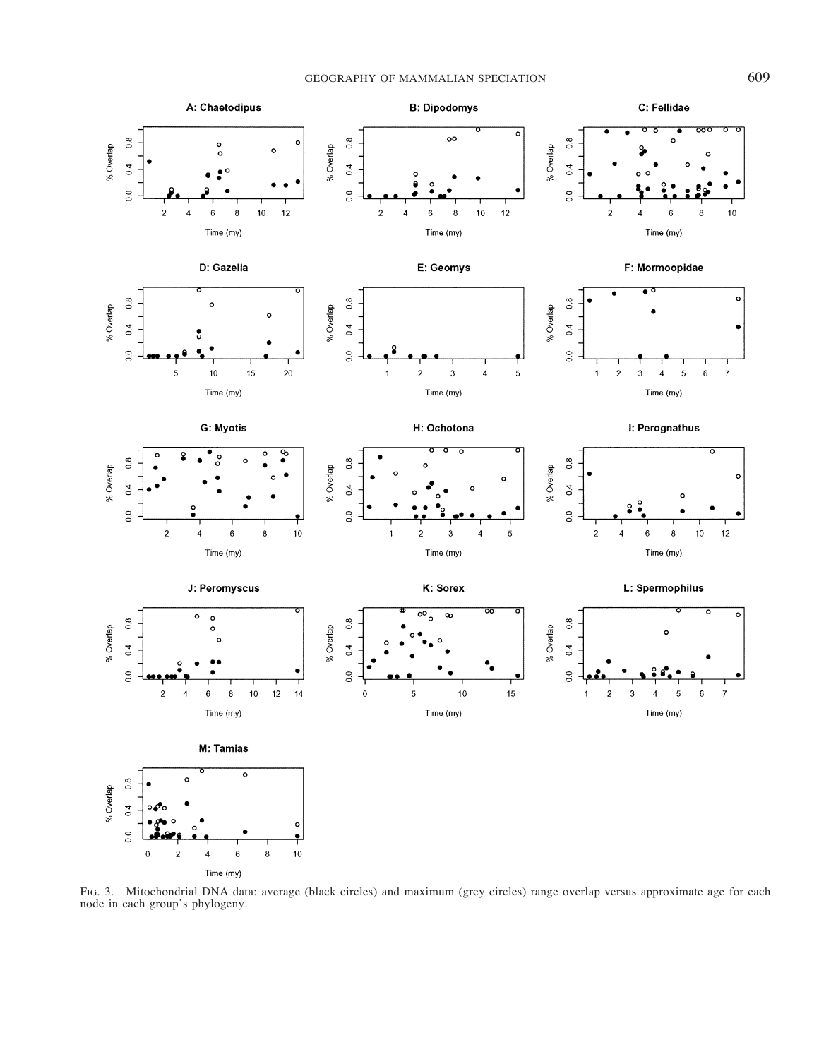Fig. 3. Mitochondrial DNA data: average (black circles) and maximum (grey circles) range overlap versus approximate age for each node in each group's phylogeny.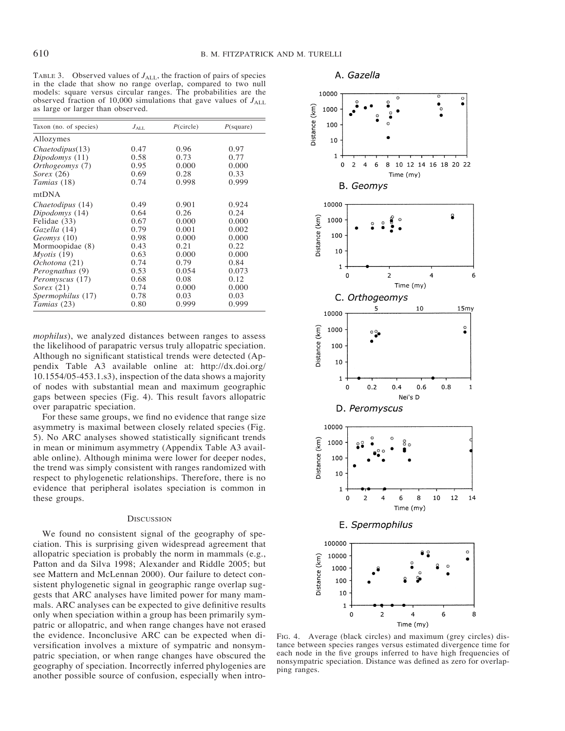TABLE 3. Observed values of $J_{ALL}$, the fraction of pairs of species in the clade that show no range overlap, compared to two null models: square versus circular ranges. The probabilities are the observed fraction of 10,000 simulations that gave values of $J_{ALL}$ as large or larger than observed.

| Taxon (no. of species) | $J_{ALL}$ | $P$(circle) | $P$(square) |
|---|---|---|---|
| Allozymes | | | |
| *Chaetodipus*(13) | 0.47 | 0.96 | 0.97 |
| *Dipodomys* (11) | 0.58 | 0.73 | 0.77 |
| *Orthogeomys* (7) | 0.95 | 0.000 | 0.000 |
| *Sorex* (26) | 0.69 | 0.28 | 0.33 |
| *Tamias* (18) | 0.74 | 0.998 | 0.999 |
| mtDNA | | | |
| *Chaetodipus* (14) | 0.49 | 0.901 | 0.924 |
| *Dipodomys* (14) | 0.64 | 0.26 | 0.24 |
| Felidae (33) | 0.67 | 0.000 | 0.000 |
| *Gazella* (14) | 0.79 | 0.001 | 0.002 |
| *Geomys* (10) | 0.98 | 0.000 | 0.000 |
| Mormoopidae (8) | 0.43 | 0.21 | 0.22 |
| *Myotis* (19) | 0.63 | 0.000 | 0.000 |
| *Ochotona* (21) | 0.74 | 0.79 | 0.84 |
| *Perognathus* (9) | 0.53 | 0.054 | 0.073 |
| *Peromyscus* (17) | 0.68 | 0.08 | 0.12 |
| *Sorex* (21) | 0.74 | 0.000 | 0.000 |
| *Spermophilus* (17) | 0.78 | 0.03 | 0.03 |
| *Tamias* (23) | 0.80 | 0.999 | 0.999 |

*mophilus*), we analyzed distances between ranges to assess the likelihood of parapatric versus truly allopatric speciation. Although no significant statistical trends were detected (Appendix Table A3 available online at: http://dx.doi.org/10.1554/05-453.1.s3), inspection of the data shows a majority of nodes with substantial mean and maximum geographic gaps between species (Fig. 4). This result favors allopatric over parapatric speciation.

For these same groups, we find no evidence that range size asymmetry is maximal between closely related species (Fig. 5). No ARC analyses showed statistically significant trends in mean or minimum asymmetry (Appendix Table A3 available online). Although minima were lower for deeper nodes, the trend was simply consistent with ranges randomized with respect to phylogenetic relationships. Therefore, there is no evidence that peripheral isolates speciation is common in these groups.

## DISCUSSION

We found no consistent signal of the geography of speciation. This is surprising given widespread agreement that allopatric speciation is probably the norm in mammals (e.g., Patton and da Silva 1998; Alexander and Riddle 2005; but see Mattern and McLennan 2000). Our failure to detect consistent phylogenetic signal in geographic range overlap suggests that ARC analyses have limited power for many mammals. ARC analyses can be expected to give definitive results only when speciation within a group has been primarily sympatric or allopatric, and when range changes have not erased the evidence. Inconclusive ARC can be expected when diversification involves a mixture of sympatric and nonsympatric speciation, or when range changes have obscured the geography of speciation. Incorrectly inferred phylogenies are another possible source of confusion, especially when intro-

FIG. 4. Average (black circles) and maximum (grey circles) distance between species ranges versus estimated divergence time for each node in the five groups inferred to have high frequencies of nonsympatric speciation. Distance was defined as zero for overlapping ranges.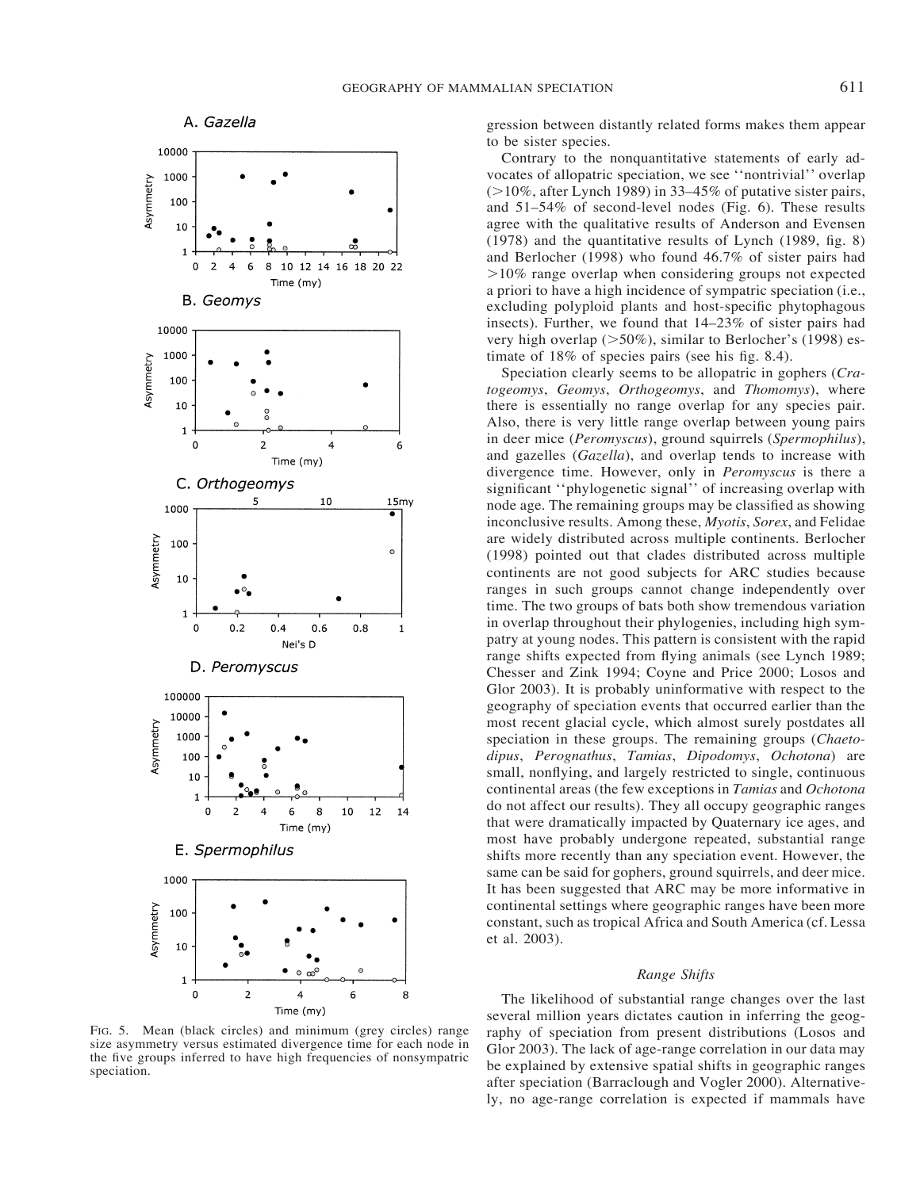FIG. 5. Mean (black circles) and minimum (grey circles) range size asymmetry versus estimated divergence time for each node in the five groups inferred to have high frequencies of nonsympatric speciation.

gression between distantly related forms makes them appear to be sister species.

Contrary to the nonquantitative statements of early advocates of allopatric speciation, we see ''nontrivial'' overlap (>10%, after Lynch 1989) in 33–45% of putative sister pairs, and 51–54% of second-level nodes (Fig. 6). These results agree with the qualitative results of Anderson and Evensen (1978) and the quantitative results of Lynch (1989, fig. 8) and Berlocher (1998) who found 46.7% of sister pairs had >10% range overlap when considering groups not expected a priori to have a high incidence of sympatric speciation (i.e., excluding polyploid plants and host-specific phytophagous insects). Further, we found that 14–23% of sister pairs had very high overlap (>50%), similar to Berlocher's (1998) estimate of 18% of species pairs (see his fig. 8.4).

Speciation clearly seems to be allopatric in gophers (*Cratogeomys*, *Geomys*, *Orthogeomys*, and *Thomomys*), where there is essentially no range overlap for any species pair. Also, there is very little range overlap between young pairs in deer mice (*Peromyscus*), ground squirrels (*Spermophilus*), and gazelles (*Gazella*), and overlap tends to increase with divergence time. However, only in *Peromyscus* is there a significant ''phylogenetic signal'' of increasing overlap with node age. The remaining groups may be classified as showing inconclusive results. Among these, *Myotis*, *Sorex*, and Felidae are widely distributed across multiple continents. Berlocher (1998) pointed out that clades distributed across multiple continents are not good subjects for ARC studies because ranges in such groups cannot change independently over time. The two groups of bats both show tremendous variation in overlap throughout their phylogenies, including high sympatry at young nodes. This pattern is consistent with the rapid range shifts expected from flying animals (see Lynch 1989; Chesser and Zink 1994; Coyne and Price 2000; Losos and Glor 2003). It is probably uninformative with respect to the geography of speciation events that occurred earlier than the most recent glacial cycle, which almost surely postdates all speciation in these groups. The remaining groups (*Chaetodipus*, *Perognathus*, *Tamias*, *Dipodomys*, *Ochotona*) are small, nonflying, and largely restricted to single, continuous continental areas (the few exceptions in *Tamias* and *Ochotona* do not affect our results). They all occupy geographic ranges that were dramatically impacted by Quaternary ice ages, and most have probably undergone repeated, substantial range shifts more recently than any speciation event. However, the same can be said for gophers, ground squirrels, and deer mice. It has been suggested that ARC may be more informative in continental settings where geographic ranges have been more constant, such as tropical Africa and South America (cf. Lessa et al. 2003).

### *Range Shifts*

The likelihood of substantial range changes over the last several million years dictates caution in inferring the geography of speciation from present distributions (Losos and Glor 2003). The lack of age-range correlation in our data may be explained by extensive spatial shifts in geographic ranges after speciation (Barraclough and Vogler 2000). Alternatively, no age-range correlation is expected if mammals have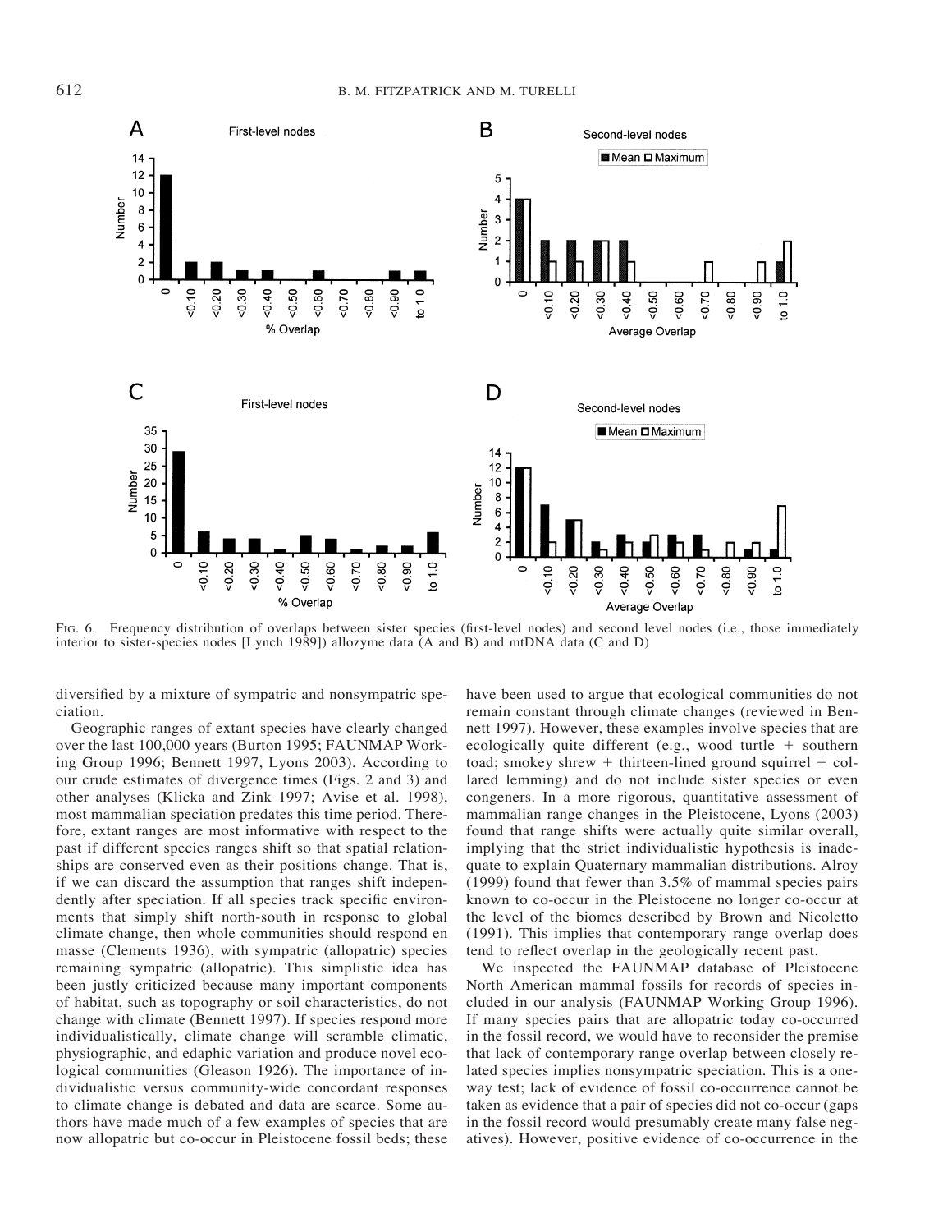FIG. 6. Frequency distribution of overlaps between sister species (first-level nodes) and second level nodes (i.e., those immediately interior to sister-species nodes [Lynch 1989]) allozyme data (A and B) and mtDNA data (C and D)

diversified by a mixture of sympatric and nonsympatric speciation.

Geographic ranges of extant species have clearly changed over the last 100,000 years (Burton 1995; FAUNMAP Working Group 1996; Bennett 1997, Lyons 2003). According to our crude estimates of divergence times (Figs. 2 and 3) and other analyses (Klicka and Zink 1997; Avise et al. 1998), most mammalian speciation predates this time period. Therefore, extant ranges are most informative with respect to the past if different species ranges shift so that spatial relationships are conserved even as their positions change. That is, if we can discard the assumption that ranges shift independently after speciation. If all species track specific environments that simply shift north-south in response to global climate change, then whole communities should respond en masse (Clements 1936), with sympatric (allopatric) species remaining sympatric (allopatric). This simplistic idea has been justly criticized because many important components of habitat, such as topography or soil characteristics, do not change with climate (Bennett 1997). If species respond more individualistically, climate change will scramble climatic, physiographic, and edaphic variation and produce novel ecological communities (Gleason 1926). The importance of individualistic versus community-wide concordant responses to climate change is debated and data are scarce. Some authors have made much of a few examples of species that are now allopatric but co-occur in Pleistocene fossil beds; these have been used to argue that ecological communities do not remain constant through climate changes (reviewed in Bennett 1997). However, these examples involve species that are ecologically quite different (e.g., wood turtle + southern toad; smokey shrew + thirteen-lined ground squirrel + collared lemming) and do not include sister species or even congeners. In a more rigorous, quantitative assessment of mammalian range changes in the Pleistocene, Lyons (2003) found that range shifts were actually quite similar overall, implying that the strict individualistic hypothesis is inadequate to explain Quaternary mammalian distributions. Alroy (1999) found that fewer than 3.5% of mammal species pairs known to co-occur in the Pleistocene no longer co-occur at the level of the biomes described by Brown and Nicoletto (1991). This implies that contemporary range overlap does tend to reflect overlap in the geologically recent past.

We inspected the FAUNMAP database of Pleistocene North American mammal fossils for records of species included in our analysis (FAUNMAP Working Group 1996). If many species pairs that are allopatric today co-occurred in the fossil record, we would have to reconsider the premise that lack of contemporary range overlap between closely related species implies nonsympatric speciation. This is a one-way test; lack of evidence of fossil co-occurrence cannot be taken as evidence that a pair of species did not co-occur (gaps in the fossil record would presumably create many false negatives). However, positive evidence of co-occurrence in the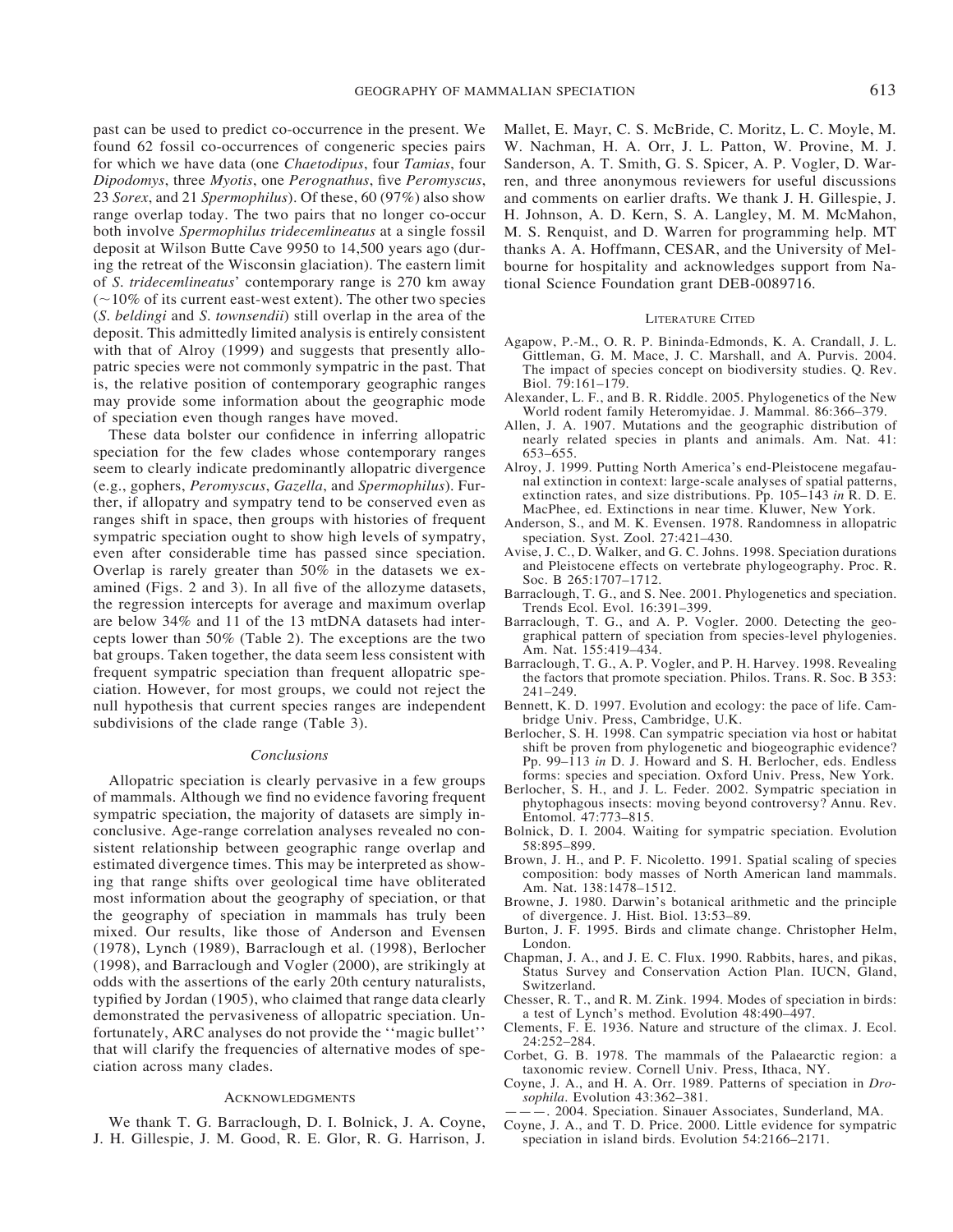past can be used to predict co-occurrence in the present. We found 62 fossil co-occurrences of congeneric species pairs for which we have data (one *Chaetodipus*, four *Tamias*, four *Dipodomys*, three *Myotis*, one *Perognathus*, five *Peromyscus*, 23 *Sorex*, and 21 *Spermophilus*). Of these, 60 (97%) also show range overlap today. The two pairs that no longer co-occur both involve *Spermophilus tridecemlineatus* at a single fossil deposit at Wilson Butte Cave 9950 to 14,500 years ago (during the retreat of the Wisconsin glaciation). The eastern limit of *S. tridecemlineatus*' contemporary range is 270 km away (~10% of its current east-west extent). The other two species (*S. beldingi* and *S. townsendii*) still overlap in the area of the deposit. This admittedly limited analysis is entirely consistent with that of Alroy (1999) and suggests that presently allopatric species were not commonly sympatric in the past. That is, the relative position of contemporary geographic ranges may provide some information about the geographic mode of speciation even though ranges have moved.

These data bolster our confidence in inferring allopatric speciation for the few clades whose contemporary ranges seem to clearly indicate predominantly allopatric divergence (e.g., gophers, *Peromyscus*, *Gazella*, and *Spermophilus*). Further, if allopatry and sympatry tend to be conserved even as ranges shift in space, then groups with histories of frequent sympatric speciation ought to show high levels of sympatry, even after considerable time has passed since speciation. Overlap is rarely greater than 50% in the datasets we examined (Figs. 2 and 3). In all five of the allozyme datasets, the regression intercepts for average and maximum overlap are below 34% and 11 of the 13 mtDNA datasets had intercepts lower than 50% (Table 2). The exceptions are the two bat groups. Taken together, the data seem less consistent with frequent sympatric speciation than frequent allopatric speciation. However, for most groups, we could not reject the null hypothesis that current species ranges are independent subdivisions of the clade range (Table 3).

### *Conclusions*

Allopatric speciation is clearly pervasive in a few groups of mammals. Although we find no evidence favoring frequent sympatric speciation, the majority of datasets are simply inconclusive. Age-range correlation analyses revealed no consistent relationship between geographic range overlap and estimated divergence times. This may be interpreted as showing that range shifts over geological time have obliterated most information about the geography of speciation, or that the geography of speciation in mammals has truly been mixed. Our results, like those of Anderson and Evensen (1978), Lynch (1989), Barraclough et al. (1998), Berlocher (1998), and Barraclough and Vogler (2000), are strikingly at odds with the assertions of the early 20th century naturalists, typified by Jordan (1905), who claimed that range data clearly demonstrated the pervasiveness of allopatric speciation. Unfortunately, ARC analyses do not provide the ''magic bullet'' that will clarify the frequencies of alternative modes of speciation across many clades.

## Acknowledgments

We thank T. G. Barraclough, D. I. Bolnick, J. A. Coyne, J. H. Gillespie, J. M. Good, R. E. Glor, R. G. Harrison, J. Mallet, E. Mayr, C. S. McBride, C. Moritz, L. C. Moyle, M. W. Nachman, H. A. Orr, J. L. Patton, W. Provine, M. J. Sanderson, A. T. Smith, G. S. Spicer, A. P. Vogler, D. Warren, and three anonymous reviewers for useful discussions and comments on earlier drafts. We thank J. H. Gillespie, J. H. Johnson, A. D. Kern, S. A. Langley, M. M. McMahon, M. S. Renquist, and D. Warren for programming help. MT thanks A. A. Hoffmann, CESAR, and the University of Melbourne for hospitality and acknowledges support from National Science Foundation grant DEB-0089716.

## Literature Cited

Agapow, P.-M., O. R. P. Bininda-Edmonds, K. A. Crandall, J. L. Gittleman, G. M. Mace, J. C. Marshall, and A. Purvis. 2004. The impact of species concept on biodiversity studies. Q. Rev. Biol. 79:161–179.

Alexander, L. F., and B. R. Riddle. 2005. Phylogenetics of the New World rodent family Heteromyidae. J. Mammal. 86:366–379.

Allen, J. A. 1907. Mutations and the geographic distribution of nearly related species in plants and animals. Am. Nat. 41: 653–655.

Alroy, J. 1999. Putting North America's end-Pleistocene megafaunal extinction in context: large-scale analyses of spatial patterns, extinction rates, and size distributions. Pp. 105–143 *in* R. D. E. MacPhee, ed. Extinctions in near time. Kluwer, New York.

Anderson, S., and M. K. Evensen. 1978. Randomness in allopatric speciation. Syst. Zool. 27:421–430.

Avise, J. C., D. Walker, and G. C. Johns. 1998. Speciation durations and Pleistocene effects on vertebrate phylogeography. Proc. R. Soc. B 265:1707–1712.

Barraclough, T. G., and S. Nee. 2001. Phylogenetics and speciation. Trends Ecol. Evol. 16:391–399.

Barraclough, T. G., and A. P. Vogler. 2000. Detecting the geographical pattern of speciation from species-level phylogenies. Am. Nat. 155:419–434.

Barraclough, T. G., A. P. Vogler, and P. H. Harvey. 1998. Revealing the factors that promote speciation. Philos. Trans. R. Soc. B 353: 241–249.

Bennett, K. D. 1997. Evolution and ecology: the pace of life. Cambridge Univ. Press, Cambridge, U.K.

Berlocher, S. H. 1998. Can sympatric speciation via host or habitat shift be proven from phylogenetic and biogeographic evidence? Pp. 99–113 *in* D. J. Howard and S. H. Berlocher, eds. Endless forms: species and speciation. Oxford Univ. Press, New York.

Berlocher, S. H., and J. L. Feder. 2002. Sympatric speciation in phytophagous insects: moving beyond controversy? Annu. Rev. Entomol. 47:773–815.

Bolnick, D. I. 2004. Waiting for sympatric speciation. Evolution 58:895–899.

Brown, J. H., and P. F. Nicoletto. 1991. Spatial scaling of species composition: body masses of North American land mammals. Am. Nat. 138:1478–1512.

Browne, J. 1980. Darwin's botanical arithmetic and the principle of divergence. J. Hist. Biol. 13:53–89.

Burton, J. F. 1995. Birds and climate change. Christopher Helm, London.

Chapman, J. A., and J. E. C. Flux. 1990. Rabbits, hares, and pikas, Status Survey and Conservation Action Plan. IUCN, Gland, Switzerland.

Chesser, R. T., and R. M. Zink. 1994. Modes of speciation in birds: a test of Lynch's method. Evolution 48:490–497.

Clements, F. E. 1936. Nature and structure of the climax. J. Ecol. 24:252–284.

Corbet, G. B. 1978. The mammals of the Palaearctic region: a taxonomic review. Cornell Univ. Press, Ithaca, NY.

Coyne, J. A., and H. A. Orr. 1989. Patterns of speciation in *Drosophila*. Evolution 43:362–381.

———. 2004. Speciation. Sinauer Associates, Sunderland, MA.

Coyne, J. A., and T. D. Price. 2000. Little evidence for sympatric speciation in island birds. Evolution 54:2166–2171.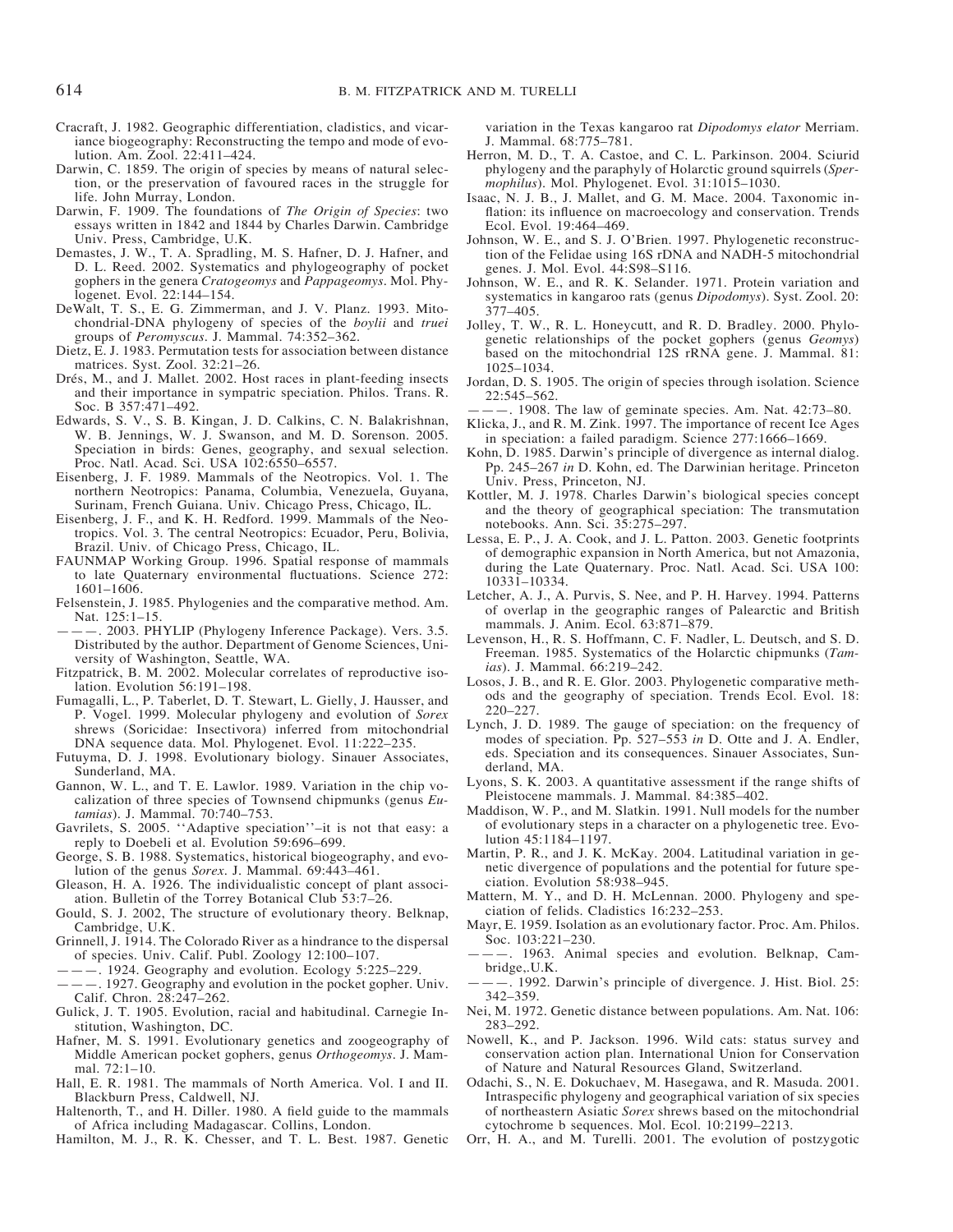Cracraft, J. 1982. Geographic differentiation, cladistics, and vicariance biogeography: Reconstructing the tempo and mode of evolution. Am. Zool. 22:411–424.

Darwin, C. 1859. The origin of species by means of natural selection, or the preservation of favoured races in the struggle for life. John Murray, London.

Darwin, F. 1909. The foundations of *The Origin of Species*: two essays written in 1842 and 1844 by Charles Darwin. Cambridge Univ. Press, Cambridge, U.K.

Demastes, J. W., T. A. Spradling, M. S. Hafner, D. J. Hafner, and D. L. Reed. 2002. Systematics and phylogeography of pocket gophers in the genera *Cratogeomys* and *Pappageomys*. Mol. Phylogenet. Evol. 22:144–154.

DeWalt, T. S., E. G. Zimmerman, and J. V. Planz. 1993. Mitochondrial-DNA phylogeny of species of the *boylii* and *truei* groups of *Peromyscus*. J. Mammal. 74:352–362.

Dietz, E. J. 1983. Permutation tests for association between distance matrices. Syst. Zool. 32:21–26.

Drés, M., and J. Mallet. 2002. Host races in plant-feeding insects and their importance in sympatric speciation. Philos. Trans. R. Soc. B 357:471–492.

Edwards, S. V., S. B. Kingan, J. D. Calkins, C. N. Balakrishnan, W. B. Jennings, W. J. Swanson, and M. D. Sorenson. 2005. Speciation in birds: Genes, geography, and sexual selection. Proc. Natl. Acad. Sci. USA 102:6550–6557.

Eisenberg, J. F. 1989. Mammals of the Neotropics. Vol. 1. The northern Neotropics: Panama, Columbia, Venezuela, Guyana, Surinam, French Guiana. Univ. Chicago Press, Chicago, IL.

Eisenberg, J. F., and K. H. Redford. 1999. Mammals of the Neotropics. Vol. 3. The central Neotropics: Ecuador, Peru, Bolivia, Brazil. Univ. of Chicago Press, Chicago, IL.

FAUNMAP Working Group. 1996. Spatial response of mammals to late Quaternary environmental fluctuations. Science 272: 1601–1606.

Felsenstein, J. 1985. Phylogenies and the comparative method. Am. Nat. 125:1–15.

———. 2003. PHYLIP (Phylogeny Inference Package). Vers. 3.5. Distributed by the author. Department of Genome Sciences, University of Washington, Seattle, WA.

Fitzpatrick, B. M. 2002. Molecular correlates of reproductive isolation. Evolution 56:191–198.

Fumagalli, L., P. Taberlet, D. T. Stewart, L. Gielly, J. Hausser, and P. Vogel. 1999. Molecular phylogeny and evolution of *Sorex* shrews (Soricidae: Insectivora) inferred from mitochondrial DNA sequence data. Mol. Phylogenet. Evol. 11:222–235.

Futuyma, D. J. 1998. Evolutionary biology. Sinauer Associates, Sunderland, MA.

Gannon, W. L., and T. E. Lawlor. 1989. Variation in the chip vocalization of three species of Townsend chipmunks (genus *Eutamias*). J. Mammal. 70:740–753.

Gavrilets, S. 2005. ''Adaptive speciation''–it is not that easy: a reply to Doebeli et al. Evolution 59:696–699.

George, S. B. 1988. Systematics, historical biogeography, and evolution of the genus *Sorex*. J. Mammal. 69:443–461.

Gleason, H. A. 1926. The individualistic concept of plant association. Bulletin of the Torrey Botanical Club 53:7–26.

Gould, S. J. 2002, The structure of evolutionary theory. Belknap, Cambridge, U.K.

Grinnell, J. 1914. The Colorado River as a hindrance to the dispersal of species. Univ. Calif. Publ. Zoology 12:100–107.

———. 1924. Geography and evolution. Ecology 5:225–229.

———. 1927. Geography and evolution in the pocket gopher. Univ. Calif. Chron. 28:247–262.

Gulick, J. T. 1905. Evolution, racial and habitudinal. Carnegie Institution, Washington, DC.

Hafner, M. S. 1991. Evolutionary genetics and zoogeography of Middle American pocket gophers, genus *Orthogeomys*. J. Mammal. 72:1–10.

Hall, E. R. 1981. The mammals of North America. Vol. I and II. Blackburn Press, Caldwell, NJ.

Haltenorth, T., and H. Diller. 1980. A field guide to the mammals of Africa including Madagascar. Collins, London.

Hamilton, M. J., R. K. Chesser, and T. L. Best. 1987. Genetic variation in the Texas kangaroo rat *Dipodomys elator* Merriam. J. Mammal. 68:775–781.

Herron, M. D., T. A. Castoe, and C. L. Parkinson. 2004. Sciurid phylogeny and the paraphyly of Holarctic ground squirrels (*Spermophilus*). Mol. Phylogenet. Evol. 31:1015–1030.

Isaac, N. J. B., J. Mallet, and G. M. Mace. 2004. Taxonomic inflation: its influence on macroecology and conservation. Trends Ecol. Evol. 19:464–469.

Johnson, W. E., and S. J. O'Brien. 1997. Phylogenetic reconstruction of the Felidae using 16S rDNA and NADH-5 mitochondrial genes. J. Mol. Evol. 44:S98–S116.

Johnson, W. E., and R. K. Selander. 1971. Protein variation and systematics in kangaroo rats (genus *Dipodomys*). Syst. Zool. 20: 377–405.

Jolley, T. W., R. L. Honeycutt, and R. D. Bradley. 2000. Phylogenetic relationships of the pocket gophers (genus *Geomys*) based on the mitochondrial 12S rRNA gene. J. Mammal. 81: 1025–1034.

Jordan, D. S. 1905. The origin of species through isolation. Science 22:545–562.

———. 1908. The law of geminate species. Am. Nat. 42:73–80.

Klicka, J., and R. M. Zink. 1997. The importance of recent Ice Ages in speciation: a failed paradigm. Science 277:1666–1669.

Kohn, D. 1985. Darwin's principle of divergence as internal dialog. Pp. 245–267 *in* D. Kohn, ed. The Darwinian heritage. Princeton Univ. Press, Princeton, NJ.

Kottler, M. J. 1978. Charles Darwin's biological species concept and the theory of geographical speciation: The transmutation notebooks. Ann. Sci. 35:275–297.

Lessa, E. P., J. A. Cook, and J. L. Patton. 2003. Genetic footprints of demographic expansion in North America, but not Amazonia, during the Late Quaternary. Proc. Natl. Acad. Sci. USA 100: 10331–10334.

Letcher, A. J., A. Purvis, S. Nee, and P. H. Harvey. 1994. Patterns of overlap in the geographic ranges of Palearctic and British mammals. J. Anim. Ecol. 63:871–879.

Levenson, H., R. S. Hoffmann, C. F. Nadler, L. Deutsch, and S. D. Freeman. 1985. Systematics of the Holarctic chipmunks (*Tamias*). J. Mammal. 66:219–242.

Losos, J. B., and R. E. Glor. 2003. Phylogenetic comparative methods and the geography of speciation. Trends Ecol. Evol. 18: 220–227.

Lynch, J. D. 1989. The gauge of speciation: on the frequency of modes of speciation. Pp. 527–553 *in* D. Otte and J. A. Endler, eds. Speciation and its consequences. Sinauer Associates, Sunderland, MA.

Lyons, S. K. 2003. A quantitative assessment if the range shifts of Pleistocene mammals. J. Mammal. 84:385–402.

Maddison, W. P., and M. Slatkin. 1991. Null models for the number of evolutionary steps in a character on a phylogenetic tree. Evolution 45:1184–1197.

Martin, P. R., and J. K. McKay. 2004. Latitudinal variation in genetic divergence of populations and the potential for future speciation. Evolution 58:938–945.

Mattern, M. Y., and D. H. McLennan. 2000. Phylogeny and speciation of felids. Cladistics 16:232–253.

Mayr, E. 1959. Isolation as an evolutionary factor. Proc. Am. Philos. Soc. 103:221–230.

———. 1963. Animal species and evolution. Belknap, Cambridge,.U.K.

———. 1992. Darwin's principle of divergence. J. Hist. Biol. 25: 342–359.

Nei, M. 1972. Genetic distance between populations. Am. Nat. 106: 283–292.

Nowell, K., and P. Jackson. 1996. Wild cats: status survey and conservation action plan. International Union for Conservation of Nature and Natural Resources Gland, Switzerland.

Odachi, S., N. E. Dokuchaev, M. Hasegawa, and R. Masuda. 2001. Intraspecific phylogeny and geographical variation of six species of northeastern Asiatic *Sorex* shrews based on the mitochondrial cytochrome b sequences. Mol. Ecol. 10:2199–2213.

Orr, H. A., and M. Turelli. 2001. The evolution of postzygotic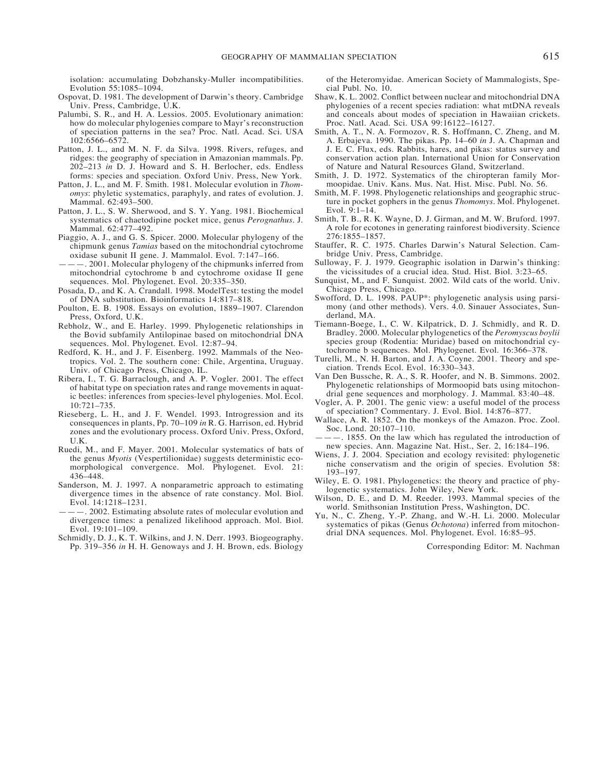isolation: accumulating Dobzhansky-Muller incompatibilities. Evolution 55:1085–1094.

Ospovat, D. 1981. The development of Darwin's theory. Cambridge Univ. Press, Cambridge, U.K.

Palumbi, S. R., and H. A. Lessios. 2005. Evolutionary animation: how do molecular phylogenies compare to Mayr's reconstruction of speciation patterns in the sea? Proc. Natl. Acad. Sci. USA 102:6566–6572.

Patton, J. L., and M. N. F. da Silva. 1998. Rivers, refuges, and ridges: the geography of speciation in Amazonian mammals. Pp. 202–213 *in* D. J. Howard and S. H. Berlocher, eds. Endless forms: species and speciation. Oxford Univ. Press, New York.

Patton, J. L., and M. F. Smith. 1981. Molecular evolution in *Thomomys*: phyletic systematics, paraphyly, and rates of evolution. J. Mammal. 62:493–500.

Patton, J. L., S. W. Sherwood, and S. Y. Yang. 1981. Biochemical systematics of chaetodipine pocket mice, genus *Perognathus*. J. Mammal. 62:477–492.

Piaggio, A. J., and G. S. Spicer. 2000. Molecular phylogeny of the chipmunk genus *Tamias* based on the mitochondrial cytochrome oxidase subunit II gene. J. Mammalol. Evol. 7:147–166.

———. 2001. Molecular phylogeny of the chipmunks inferred from mitochondrial cytochrome b and cytochrome oxidase II gene sequences. Mol. Phylogenet. Evol. 20:335–350.

Posada, D., and K. A. Crandall. 1998. ModelTest: testing the model of DNA substitution. Bioinformatics 14:817–818.

Poulton, E. B. 1908. Essays on evolution, 1889–1907. Clarendon Press, Oxford, U.K.

Rebholz, W., and E. Harley. 1999. Phylogenetic relationships in the Bovid subfamily Antilopinae based on mitochondrial DNA sequences. Mol. Phylogenet. Evol. 12:87–94.

Redford, K. H., and J. F. Eisenberg. 1992. Mammals of the Neotropics. Vol. 2. The southern cone: Chile, Argentina, Uruguay. Univ. of Chicago Press, Chicago, IL.

Ribera, I., T. G. Barraclough, and A. P. Vogler. 2001. The effect of habitat type on speciation rates and range movements in aquatic beetles: inferences from species-level phylogenies. Mol. Ecol. 10:721–735.

Rieseberg, L. H., and J. F. Wendel. 1993. Introgression and its consequences in plants, Pp. 70–109 *in* R. G. Harrison, ed. Hybrid zones and the evolutionary process. Oxford Univ. Press, Oxford, U.K.

Ruedi, M., and F. Mayer. 2001. Molecular systematics of bats of the genus *Myotis* (Vespertilionidae) suggests deterministic ecomorphological convergence. Mol. Phylogenet. Evol. 21: 436–448.

Sanderson, M. J. 1997. A nonparametric approach to estimating divergence times in the absence of rate constancy. Mol. Biol. Evol. 14:1218–1231.

———. 2002. Estimating absolute rates of molecular evolution and divergence times: a penalized likelihood approach. Mol. Biol. Evol. 19:101–109.

Schmidly, D. J., K. T. Wilkins, and J. N. Derr. 1993. Biogeography. Pp. 319–356 *in* H. H. Genoways and J. H. Brown, eds. Biology of the Heteromyidae. American Society of Mammalogists, Special Publ. No. 10.

Shaw, K. L. 2002. Conflict between nuclear and mitochondrial DNA phylogenies of a recent species radiation: what mtDNA reveals and conceals about modes of speciation in Hawaiian crickets. Proc. Natl. Acad. Sci. USA 99:16122–16127.

Smith, A. T., N. A. Formozov, R. S. Hoffmann, C. Zheng, and M. A. Erbajeva. 1990. The pikas. Pp. 14–60 *in* J. A. Chapman and J. E. C. Flux, eds. Rabbits, hares, and pikas: status survey and conservation action plan. International Union for Conservation of Nature and Natural Resources Gland, Switzerland.

Smith, J. D. 1972. Systematics of the chiropteran family Mormoopidae. Univ. Kans. Mus. Nat. Hist. Misc. Publ. No. 56.

Smith, M. F. 1998. Phylogenetic relationships and geographic structure in pocket gophers in the genus *Thomomys*. Mol. Phylogenet. Evol. 9:1–14.

Smith, T. B., R. K. Wayne, D. J. Girman, and M. W. Bruford. 1997. A role for ecotones in generating rainforest biodiversity. Science 276:1855–1857.

Stauffer, R. C. 1975. Charles Darwin's Natural Selection. Cambridge Univ. Press, Cambridge.

Sulloway, F. J. 1979. Geographic isolation in Darwin's thinking: the vicissitudes of a crucial idea. Stud. Hist. Biol. 3:23–65.

Sunquist, M., and F. Sunquist. 2002. Wild cats of the world. Univ. Chicago Press, Chicago.

Swofford, D. L. 1998. PAUP*: phylogenetic analysis using parsimony (and other methods). Vers. 4.0. Sinauer Associates, Sunderland, MA.

Tiemann-Boege, I., C. W. Kilpatrick, D. J. Schmidly, and R. D. Bradley. 2000. Molecular phylogenetics of the *Peromyscus boylii* species group (Rodentia: Muridae) based on mitochondrial cytochrome b sequences. Mol. Phylogenet. Evol. 16:366–378.

Turelli, M., N. H. Barton, and J. A. Coyne. 2001. Theory and speciation. Trends Ecol. Evol. 16:330–343.

Van Den Bussche, R. A., S. R. Hoofer, and N. B. Simmons. 2002. Phylogenetic relationships of Mormoopid bats using mitochondrial gene sequences and morphology. J. Mammal. 83:40–48.

Vogler, A. P. 2001. The genic view: a useful model of the process of speciation? Commentary. J. Evol. Biol. 14:876–877.

Wallace, A. R. 1852. On the monkeys of the Amazon. Proc. Zool. Soc. Lond. 20:107–110.

———. 1855. On the law which has regulated the introduction of new species. Ann. Magazine Nat. Hist., Ser. 2, 16:184–196.

Wiens, J. J. 2004. Speciation and ecology revisited: phylogenetic niche conservatism and the origin of species. Evolution 58: 193–197.

Wiley, E. O. 1981. Phylogenetics: the theory and practice of phylogenetic systematics. John Wiley, New York.

Wilson, D. E., and D. M. Reeder. 1993. Mammal species of the world. Smithsonian Institution Press, Washington, DC.

Yu, N., C. Zheng, Y.-P. Zhang, and W.-H. Li. 2000. Molecular systematics of pikas (Genus *Ochotona*) inferred from mitochondrial DNA sequences. Mol. Phylogenet. Evol. 16:85–95.

Corresponding Editor: M. Nachman